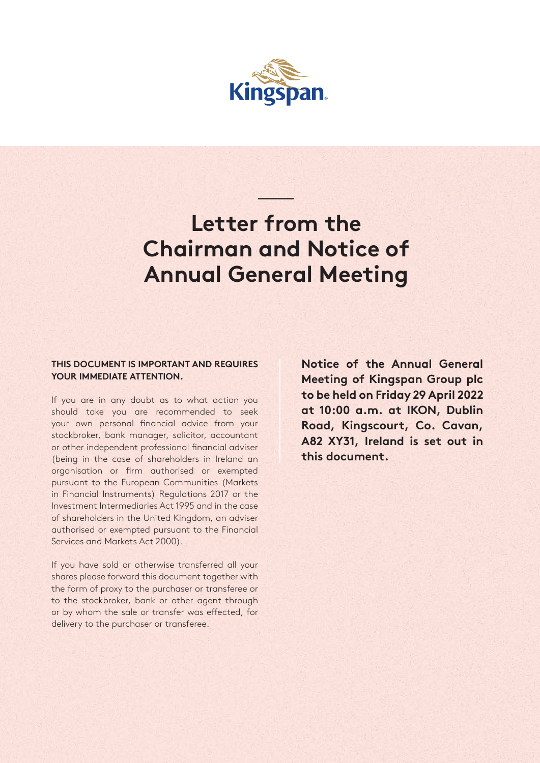Kingspan

# Letter from the Chairman and Notice of Annual General Meeting

**THIS DOCUMENT IS IMPORTANT AND REQUIRES YOUR IMMEDIATE ATTENTION.**

If you are in any doubt as to what action you should take you are recommended to seek your own personal financial advice from your stockbroker, bank manager, solicitor, accountant or other independent professional financial adviser (being in the case of shareholders in Ireland an organisation or firm authorised or exempted pursuant to the European Communities (Markets in Financial Instruments) Regulations 2017 or the Investment Intermediaries Act 1995 and in the case of shareholders in the United Kingdom, an adviser authorised or exempted pursuant to the Financial Services and Markets Act 2000).

If you have sold or otherwise transferred all your shares please forward this document together with the form of proxy to the purchaser or transferee or to the stockbroker, bank or other agent through or by whom the sale or transfer was effected, for delivery to the purchaser or transferee.

**Notice of the Annual General Meeting of Kingspan Group plc to be held on Friday 29 April 2022 at 10:00 a.m. at IKON, Dublin Road, Kingscourt, Co. Cavan, A82 XY31, Ireland is set out in this document.**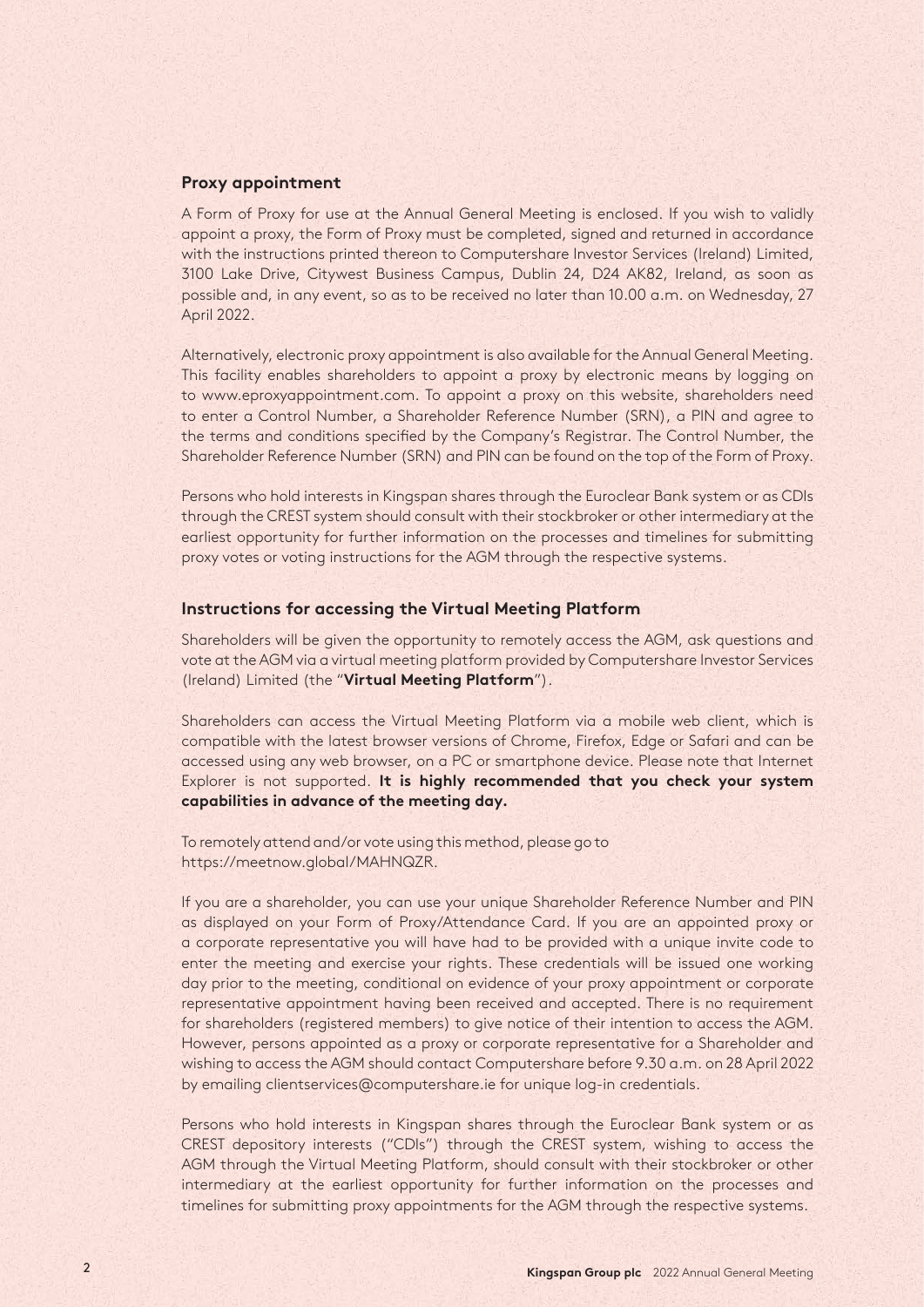## Proxy appointment

A Form of Proxy for use at the Annual General Meeting is enclosed. If you wish to validly appoint a proxy, the Form of Proxy must be completed, signed and returned in accordance with the instructions printed thereon to Computershare Investor Services (Ireland) Limited, 3100 Lake Drive, Citywest Business Campus, Dublin 24, D24 AK82, Ireland, as soon as possible and, in any event, so as to be received no later than 10.00 a.m. on Wednesday, 27 April 2022.

Alternatively, electronic proxy appointment is also available for the Annual General Meeting. This facility enables shareholders to appoint a proxy by electronic means by logging on to www.eproxyappointment.com. To appoint a proxy on this website, shareholders need to enter a Control Number, a Shareholder Reference Number (SRN), a PIN and agree to the terms and conditions specified by the Company's Registrar. The Control Number, the Shareholder Reference Number (SRN) and PIN can be found on the top of the Form of Proxy.

Persons who hold interests in Kingspan shares through the Euroclear Bank system or as CDIs through the CREST system should consult with their stockbroker or other intermediary at the earliest opportunity for further information on the processes and timelines for submitting proxy votes or voting instructions for the AGM through the respective systems.

## Instructions for accessing the Virtual Meeting Platform

Shareholders will be given the opportunity to remotely access the AGM, ask questions and vote at the AGM via a virtual meeting platform provided by Computershare Investor Services (Ireland) Limited (the "**Virtual Meeting Platform**").

Shareholders can access the Virtual Meeting Platform via a mobile web client, which is compatible with the latest browser versions of Chrome, Firefox, Edge or Safari and can be accessed using any web browser, on a PC or smartphone device. Please note that Internet Explorer is not supported. **It is highly recommended that you check your system capabilities in advance of the meeting day.**

To remotely attend and/or vote using this method, please go to https://meetnow.global/MAHNQZR.

If you are a shareholder, you can use your unique Shareholder Reference Number and PIN as displayed on your Form of Proxy/Attendance Card. If you are an appointed proxy or a corporate representative you will have had to be provided with a unique invite code to enter the meeting and exercise your rights. These credentials will be issued one working day prior to the meeting, conditional on evidence of your proxy appointment or corporate representative appointment having been received and accepted. There is no requirement for shareholders (registered members) to give notice of their intention to access the AGM. However, persons appointed as a proxy or corporate representative for a Shareholder and wishing to access the AGM should contact Computershare before 9.30 a.m. on 28 April 2022 by emailing clientservices@computershare.ie for unique log-in credentials.

Persons who hold interests in Kingspan shares through the Euroclear Bank system or as CREST depository interests ("CDIs") through the CREST system, wishing to access the AGM through the Virtual Meeting Platform, should consult with their stockbroker or other intermediary at the earliest opportunity for further information on the processes and timelines for submitting proxy appointments for the AGM through the respective systems.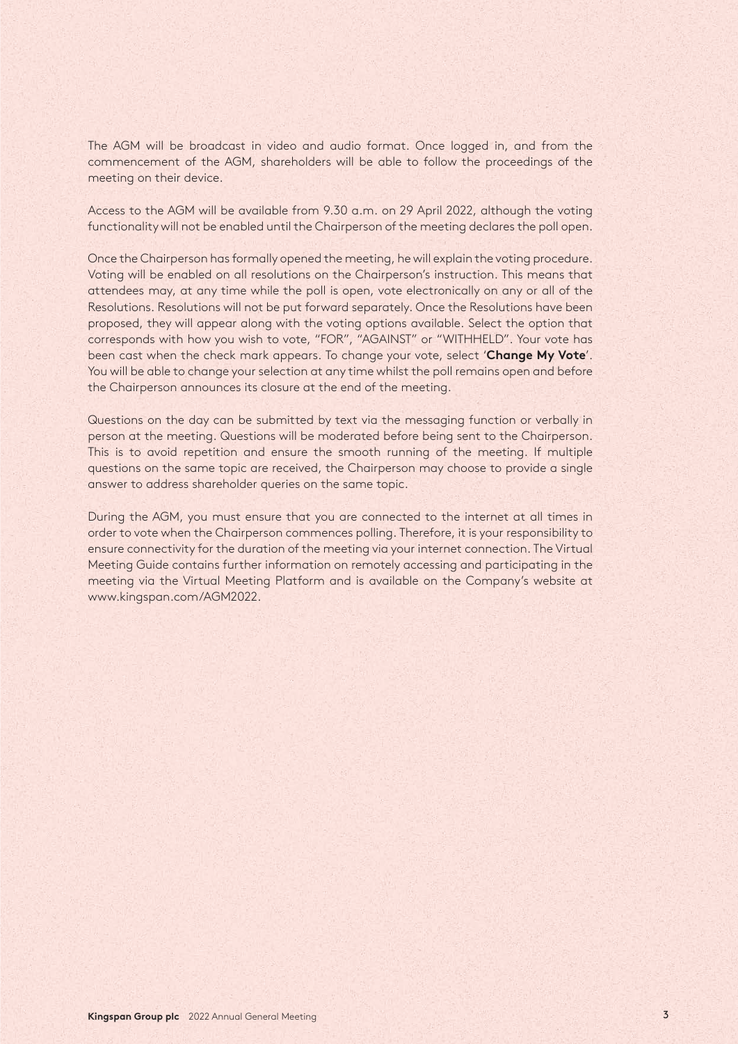The AGM will be broadcast in video and audio format. Once logged in, and from the commencement of the AGM, shareholders will be able to follow the proceedings of the meeting on their device.

Access to the AGM will be available from 9.30 a.m. on 29 April 2022, although the voting functionality will not be enabled until the Chairperson of the meeting declares the poll open.

Once the Chairperson has formally opened the meeting, he will explain the voting procedure. Voting will be enabled on all resolutions on the Chairperson's instruction. This means that attendees may, at any time while the poll is open, vote electronically on any or all of the Resolutions. Resolutions will not be put forward separately. Once the Resolutions have been proposed, they will appear along with the voting options available. Select the option that corresponds with how you wish to vote, "FOR", "AGAINST" or "WITHHELD". Your vote has been cast when the check mark appears. To change your vote, select '**Change My Vote**'. You will be able to change your selection at any time whilst the poll remains open and before the Chairperson announces its closure at the end of the meeting.

Questions on the day can be submitted by text via the messaging function or verbally in person at the meeting. Questions will be moderated before being sent to the Chairperson. This is to avoid repetition and ensure the smooth running of the meeting. If multiple questions on the same topic are received, the Chairperson may choose to provide a single answer to address shareholder queries on the same topic.

During the AGM, you must ensure that you are connected to the internet at all times in order to vote when the Chairperson commences polling. Therefore, it is your responsibility to ensure connectivity for the duration of the meeting via your internet connection. The Virtual Meeting Guide contains further information on remotely accessing and participating in the meeting via the Virtual Meeting Platform and is available on the Company's website at www.kingspan.com/AGM2022.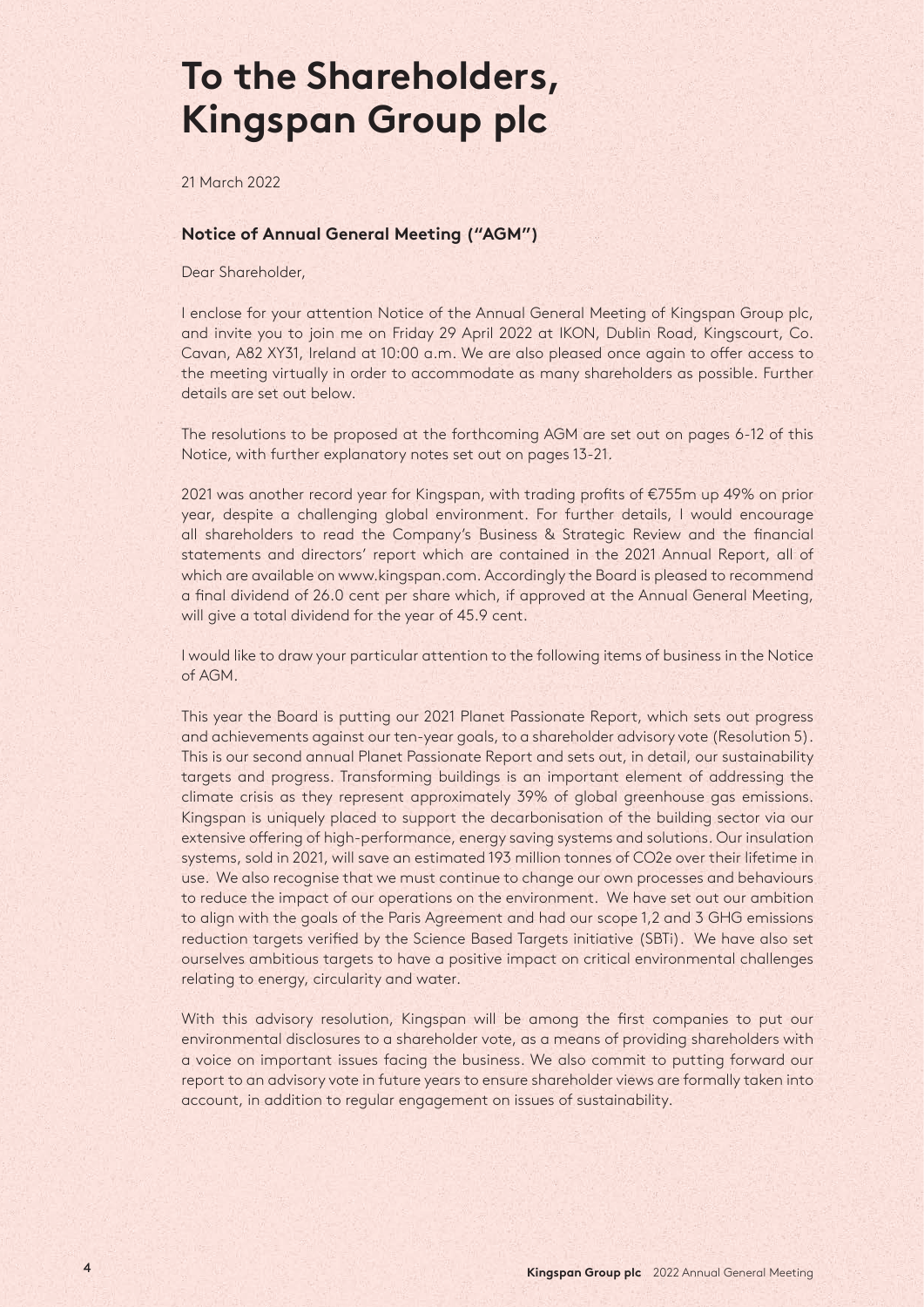# To the Shareholders, Kingspan Group plc

21 March 2022

### Notice of Annual General Meeting ("AGM")

Dear Shareholder,

I enclose for your attention Notice of the Annual General Meeting of Kingspan Group plc, and invite you to join me on Friday 29 April 2022 at IKON, Dublin Road, Kingscourt, Co. Cavan, A82 XY31, Ireland at 10:00 a.m. We are also pleased once again to offer access to the meeting virtually in order to accommodate as many shareholders as possible. Further details are set out below.

The resolutions to be proposed at the forthcoming AGM are set out on pages 6-12 of this Notice, with further explanatory notes set out on pages 13-21.

2021 was another record year for Kingspan, with trading profits of €755m up 49% on prior year, despite a challenging global environment. For further details, I would encourage all shareholders to read the Company's Business & Strategic Review and the financial statements and directors' report which are contained in the 2021 Annual Report, all of which are available on www.kingspan.com. Accordingly the Board is pleased to recommend a final dividend of 26.0 cent per share which, if approved at the Annual General Meeting, will give a total dividend for the year of 45.9 cent.

I would like to draw your particular attention to the following items of business in the Notice of AGM.

This year the Board is putting our 2021 Planet Passionate Report, which sets out progress and achievements against our ten-year goals, to a shareholder advisory vote (Resolution 5). This is our second annual Planet Passionate Report and sets out, in detail, our sustainability targets and progress. Transforming buildings is an important element of addressing the climate crisis as they represent approximately 39% of global greenhouse gas emissions. Kingspan is uniquely placed to support the decarbonisation of the building sector via our extensive offering of high-performance, energy saving systems and solutions. Our insulation systems, sold in 2021, will save an estimated 193 million tonnes of $CO_2e$ over their lifetime in use. We also recognise that we must continue to change our own processes and behaviours to reduce the impact of our operations on the environment. We have set out our ambition to align with the goals of the Paris Agreement and had our scope 1,2 and 3 GHG emissions reduction targets verified by the Science Based Targets initiative (SBTi). We have also set ourselves ambitious targets to have a positive impact on critical environmental challenges relating to energy, circularity and water.

With this advisory resolution, Kingspan will be among the first companies to put our environmental disclosures to a shareholder vote, as a means of providing shareholders with a voice on important issues facing the business. We also commit to putting forward our report to an advisory vote in future years to ensure shareholder views are formally taken into account, in addition to regular engagement on issues of sustainability.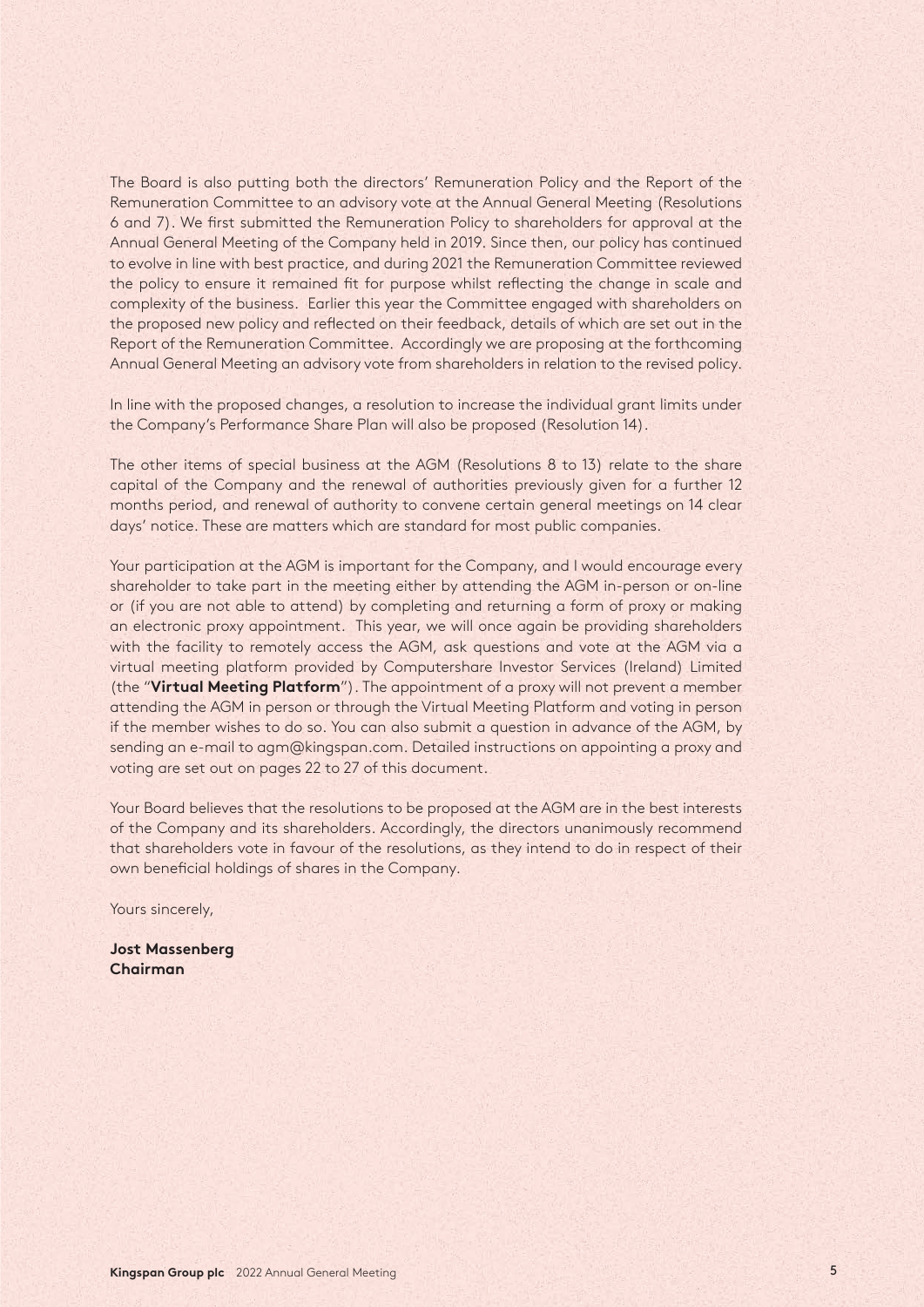The Board is also putting both the directors' Remuneration Policy and the Report of the Remuneration Committee to an advisory vote at the Annual General Meeting (Resolutions 6 and 7). We first submitted the Remuneration Policy to shareholders for approval at the Annual General Meeting of the Company held in 2019. Since then, our policy has continued to evolve in line with best practice, and during 2021 the Remuneration Committee reviewed the policy to ensure it remained fit for purpose whilst reflecting the change in scale and complexity of the business. Earlier this year the Committee engaged with shareholders on the proposed new policy and reflected on their feedback, details of which are set out in the Report of the Remuneration Committee. Accordingly we are proposing at the forthcoming Annual General Meeting an advisory vote from shareholders in relation to the revised policy.

In line with the proposed changes, a resolution to increase the individual grant limits under the Company's Performance Share Plan will also be proposed (Resolution 14).

The other items of special business at the AGM (Resolutions 8 to 13) relate to the share capital of the Company and the renewal of authorities previously given for a further 12 months period, and renewal of authority to convene certain general meetings on 14 clear days' notice. These are matters which are standard for most public companies.

Your participation at the AGM is important for the Company, and I would encourage every shareholder to take part in the meeting either by attending the AGM in-person or on-line or (if you are not able to attend) by completing and returning a form of proxy or making an electronic proxy appointment. This year, we will once again be providing shareholders with the facility to remotely access the AGM, ask questions and vote at the AGM via a virtual meeting platform provided by Computershare Investor Services (Ireland) Limited (the "**Virtual Meeting Platform**"). The appointment of a proxy will not prevent a member attending the AGM in person or through the Virtual Meeting Platform and voting in person if the member wishes to do so. You can also submit a question in advance of the AGM, by sending an e-mail to agm@kingspan.com. Detailed instructions on appointing a proxy and voting are set out on pages 22 to 27 of this document.

Your Board believes that the resolutions to be proposed at the AGM are in the best interests of the Company and its shareholders. Accordingly, the directors unanimously recommend that shareholders vote in favour of the resolutions, as they intend to do in respect of their own beneficial holdings of shares in the Company.

Yours sincerely,

**Jost Massenberg**
**Chairman**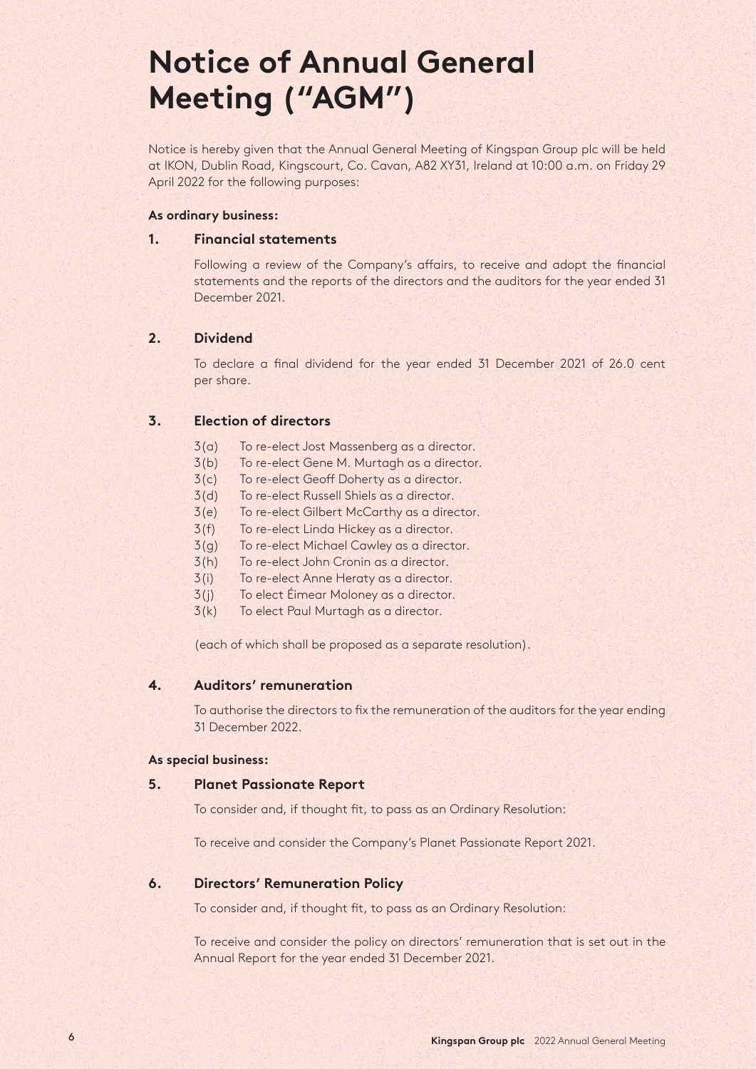# Notice of Annual General Meeting ("AGM")

Notice is hereby given that the Annual General Meeting of Kingspan Group plc will be held at IKON, Dublin Road, Kingscourt, Co. Cavan, A82 XY31, Ireland at 10:00 a.m. on Friday 29 April 2022 for the following purposes:

**As ordinary business:**

## 1. Financial statements

Following a review of the Company's affairs, to receive and adopt the financial statements and the reports of the directors and the auditors for the year ended 31 December 2021.

## 2. Dividend

To declare a final dividend for the year ended 31 December 2021 of 26.0 cent per share.

## 3. Election of directors

3(a) To re-elect Jost Massenberg as a director.
3(b) To re-elect Gene M. Murtagh as a director.
3(c) To re-elect Geoff Doherty as a director.
3(d) To re-elect Russell Shiels as a director.
3(e) To re-elect Gilbert McCarthy as a director.
3(f) To re-elect Linda Hickey as a director.
3(g) To re-elect Michael Cawley as a director.
3(h) To re-elect John Cronin as a director.
3(i) To re-elect Anne Heraty as a director.
3(j) To elect Éimear Moloney as a director.
3(k) To elect Paul Murtagh as a director.

(each of which shall be proposed as a separate resolution).

## 4. Auditors' remuneration

To authorise the directors to fix the remuneration of the auditors for the year ending 31 December 2022.

**As special business:**

## 5. Planet Passionate Report

To consider and, if thought fit, to pass as an Ordinary Resolution:

To receive and consider the Company's Planet Passionate Report 2021.

## 6. Directors' Remuneration Policy

To consider and, if thought fit, to pass as an Ordinary Resolution:

To receive and consider the policy on directors' remuneration that is set out in the Annual Report for the year ended 31 December 2021.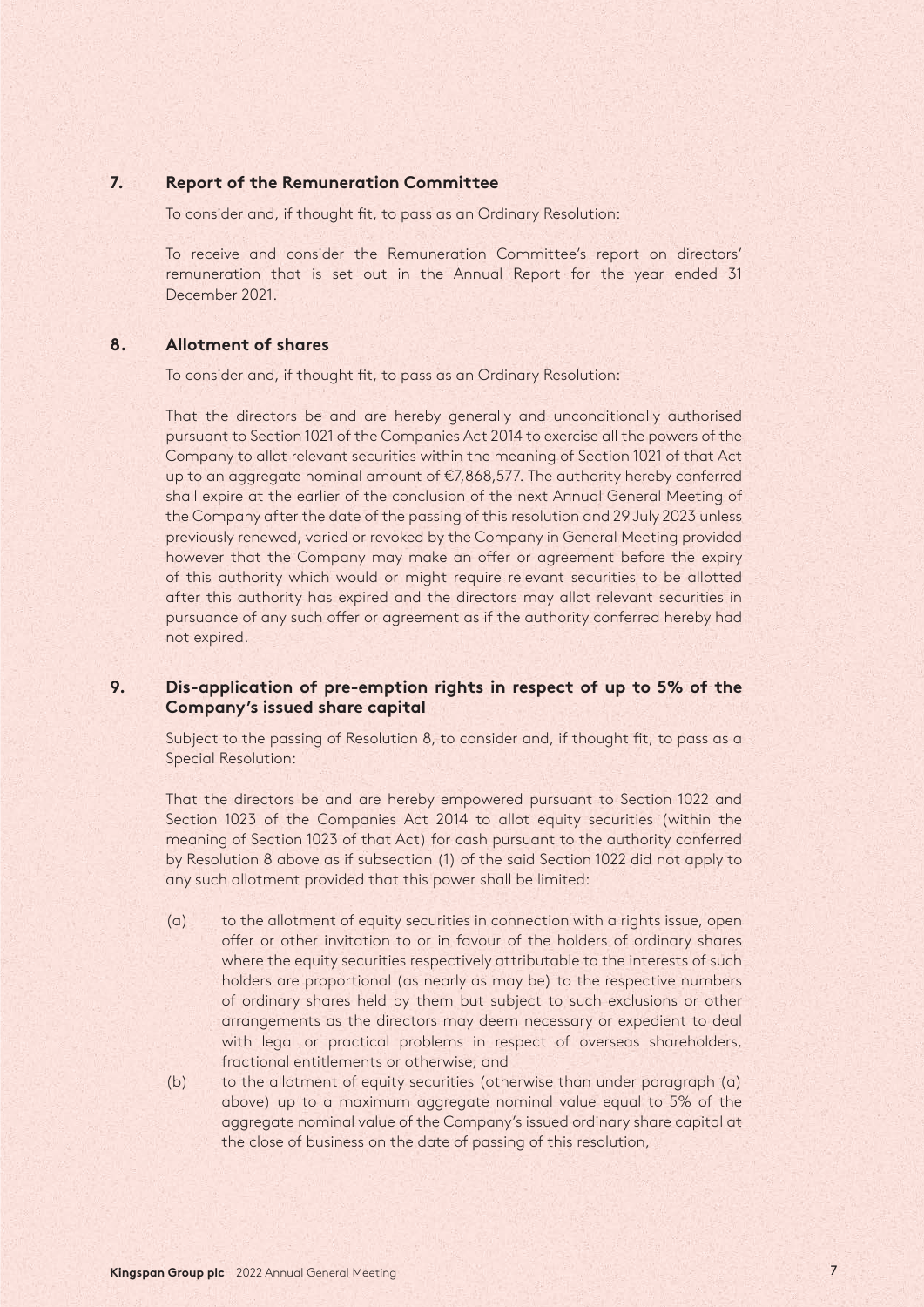## 7. Report of the Remuneration Committee

To consider and, if thought fit, to pass as an Ordinary Resolution:

To receive and consider the Remuneration Committee's report on directors' remuneration that is set out in the Annual Report for the year ended 31 December 2021.

## 8. Allotment of shares

To consider and, if thought fit, to pass as an Ordinary Resolution:

That the directors be and are hereby generally and unconditionally authorised pursuant to Section 1021 of the Companies Act 2014 to exercise all the powers of the Company to allot relevant securities within the meaning of Section 1021 of that Act up to an aggregate nominal amount of €7,868,577. The authority hereby conferred shall expire at the earlier of the conclusion of the next Annual General Meeting of the Company after the date of the passing of this resolution and 29 July 2023 unless previously renewed, varied or revoked by the Company in General Meeting provided however that the Company may make an offer or agreement before the expiry of this authority which would or might require relevant securities to be allotted after this authority has expired and the directors may allot relevant securities in pursuance of any such offer or agreement as if the authority conferred hereby had not expired.

## 9. Dis-application of pre-emption rights in respect of up to 5% of the Company's issued share capital

Subject to the passing of Resolution 8, to consider and, if thought fit, to pass as a Special Resolution:

That the directors be and are hereby empowered pursuant to Section 1022 and Section 1023 of the Companies Act 2014 to allot equity securities (within the meaning of Section 1023 of that Act) for cash pursuant to the authority conferred by Resolution 8 above as if subsection (1) of the said Section 1022 did not apply to any such allotment provided that this power shall be limited:

(a) to the allotment of equity securities in connection with a rights issue, open offer or other invitation to or in favour of the holders of ordinary shares where the equity securities respectively attributable to the interests of such holders are proportional (as nearly as may be) to the respective numbers of ordinary shares held by them but subject to such exclusions or other arrangements as the directors may deem necessary or expedient to deal with legal or practical problems in respect of overseas shareholders, fractional entitlements or otherwise; and

(b) to the allotment of equity securities (otherwise than under paragraph (a) above) up to a maximum aggregate nominal value equal to 5% of the aggregate nominal value of the Company's issued ordinary share capital at the close of business on the date of passing of this resolution,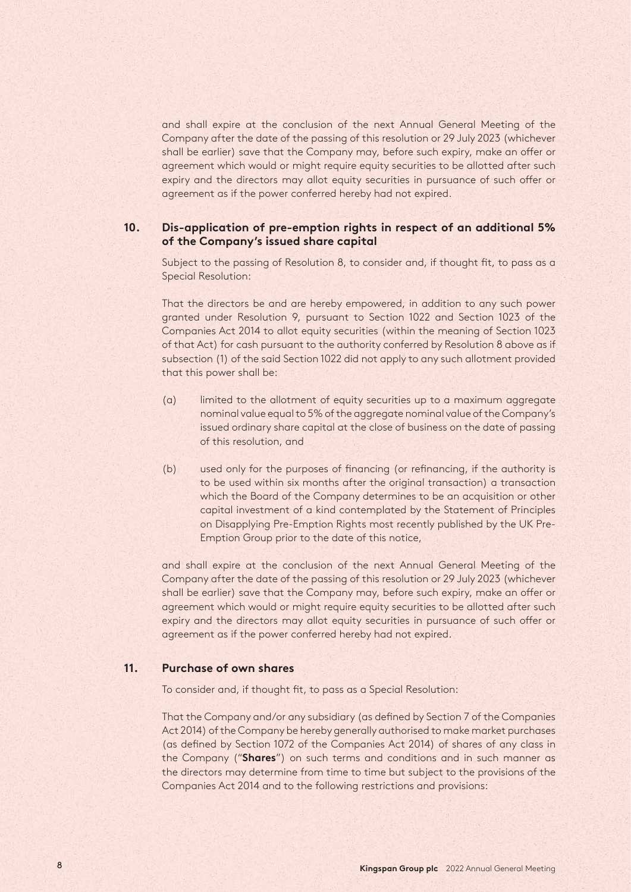and shall expire at the conclusion of the next Annual General Meeting of the Company after the date of the passing of this resolution or 29 July 2023 (whichever shall be earlier) save that the Company may, before such expiry, make an offer or agreement which would or might require equity securities to be allotted after such expiry and the directors may allot equity securities in pursuance of such offer or agreement as if the power conferred hereby had not expired.

## 10. Dis-application of pre-emption rights in respect of an additional 5% of the Company's issued share capital

Subject to the passing of Resolution 8, to consider and, if thought fit, to pass as a Special Resolution:

That the directors be and are hereby empowered, in addition to any such power granted under Resolution 9, pursuant to Section 1022 and Section 1023 of the Companies Act 2014 to allot equity securities (within the meaning of Section 1023 of that Act) for cash pursuant to the authority conferred by Resolution 8 above as if subsection (1) of the said Section 1022 did not apply to any such allotment provided that this power shall be:

(a) limited to the allotment of equity securities up to a maximum aggregate nominal value equal to 5% of the aggregate nominal value of the Company's issued ordinary share capital at the close of business on the date of passing of this resolution, and

(b) used only for the purposes of financing (or refinancing, if the authority is to be used within six months after the original transaction) a transaction which the Board of the Company determines to be an acquisition or other capital investment of a kind contemplated by the Statement of Principles on Disapplying Pre-Emption Rights most recently published by the UK Pre-Emption Group prior to the date of this notice,

and shall expire at the conclusion of the next Annual General Meeting of the Company after the date of the passing of this resolution or 29 July 2023 (whichever shall be earlier) save that the Company may, before such expiry, make an offer or agreement which would or might require equity securities to be allotted after such expiry and the directors may allot equity securities in pursuance of such offer or agreement as if the power conferred hereby had not expired.

## 11. Purchase of own shares

To consider and, if thought fit, to pass as a Special Resolution:

That the Company and/or any subsidiary (as defined by Section 7 of the Companies Act 2014) of the Company be hereby generally authorised to make market purchases (as defined by Section 1072 of the Companies Act 2014) of shares of any class in the Company ("**Shares**") on such terms and conditions and in such manner as the directors may determine from time to time but subject to the provisions of the Companies Act 2014 and to the following restrictions and provisions: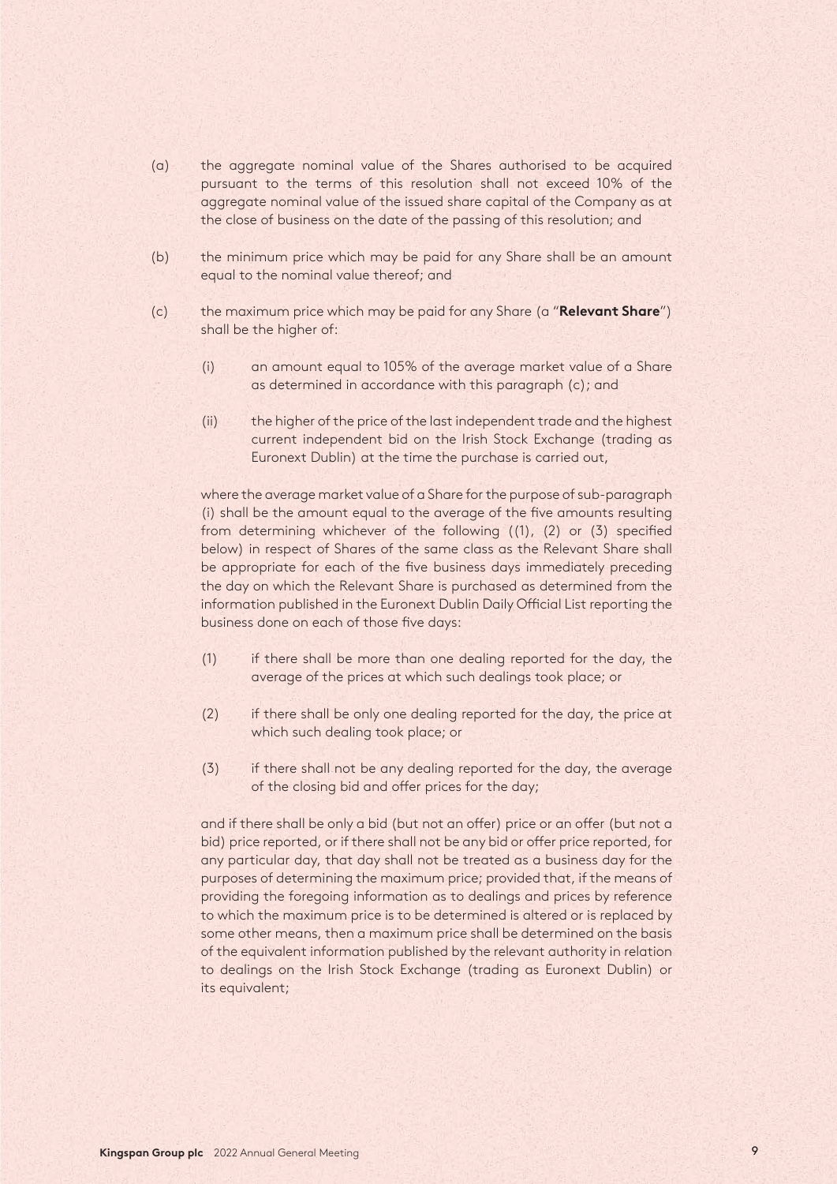(a) the aggregate nominal value of the Shares authorised to be acquired pursuant to the terms of this resolution shall not exceed 10% of the aggregate nominal value of the issued share capital of the Company as at the close of business on the date of the passing of this resolution; and

(b) the minimum price which may be paid for any Share shall be an amount equal to the nominal value thereof; and

(c) the maximum price which may be paid for any Share (a "**Relevant Share**") shall be the higher of:

   (i) an amount equal to 105% of the average market value of a Share as determined in accordance with this paragraph (c); and

   (ii) the higher of the price of the last independent trade and the highest current independent bid on the Irish Stock Exchange (trading as Euronext Dublin) at the time the purchase is carried out,

   where the average market value of a Share for the purpose of sub-paragraph (i) shall be the amount equal to the average of the five amounts resulting from determining whichever of the following ((1), (2) or (3) specified below) in respect of Shares of the same class as the Relevant Share shall be appropriate for each of the five business days immediately preceding the day on which the Relevant Share is purchased as determined from the information published in the Euronext Dublin Daily Official List reporting the business done on each of those five days:

   (1) if there shall be more than one dealing reported for the day, the average of the prices at which such dealings took place; or

   (2) if there shall be only one dealing reported for the day, the price at which such dealing took place; or

   (3) if there shall not be any dealing reported for the day, the average of the closing bid and offer prices for the day;

   and if there shall be only a bid (but not an offer) price or an offer (but not a bid) price reported, or if there shall not be any bid or offer price reported, for any particular day, that day shall not be treated as a business day for the purposes of determining the maximum price; provided that, if the means of providing the foregoing information as to dealings and prices by reference to which the maximum price is to be determined is altered or is replaced by some other means, then a maximum price shall be determined on the basis of the equivalent information published by the relevant authority in relation to dealings on the Irish Stock Exchange (trading as Euronext Dublin) or its equivalent;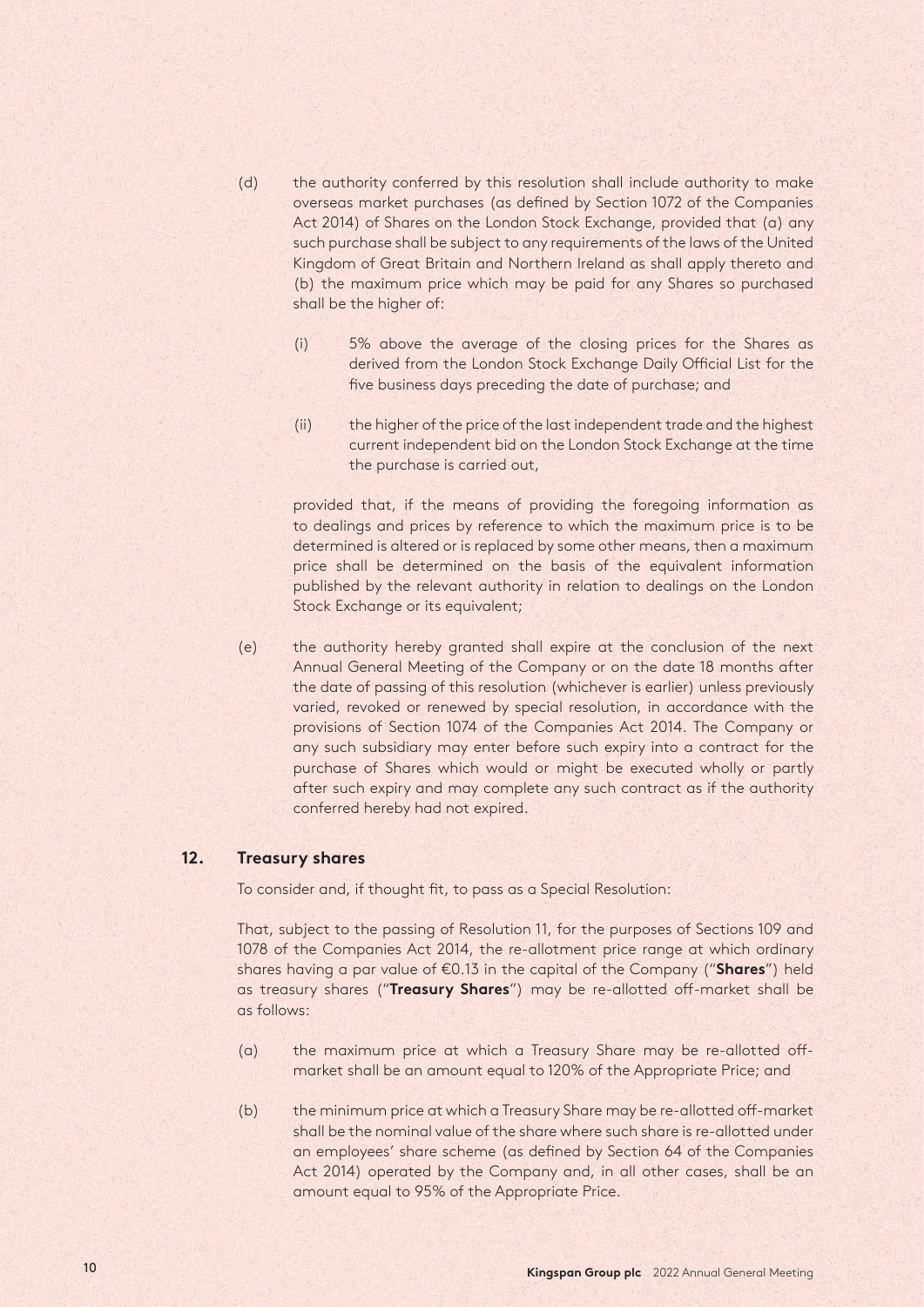(d) the authority conferred by this resolution shall include authority to make overseas market purchases (as defined by Section 1072 of the Companies Act 2014) of Shares on the London Stock Exchange, provided that (a) any such purchase shall be subject to any requirements of the laws of the United Kingdom of Great Britain and Northern Ireland as shall apply thereto and (b) the maximum price which may be paid for any Shares so purchased shall be the higher of:

  (i) 5% above the average of the closing prices for the Shares as derived from the London Stock Exchange Daily Official List for the five business days preceding the date of purchase; and

  (ii) the higher of the price of the last independent trade and the highest current independent bid on the London Stock Exchange at the time the purchase is carried out,

  provided that, if the means of providing the foregoing information as to dealings and prices by reference to which the maximum price is to be determined is altered or is replaced by some other means, then a maximum price shall be determined on the basis of the equivalent information published by the relevant authority in relation to dealings on the London Stock Exchange or its equivalent;

(e) the authority hereby granted shall expire at the conclusion of the next Annual General Meeting of the Company or on the date 18 months after the date of passing of this resolution (whichever is earlier) unless previously varied, revoked or renewed by special resolution, in accordance with the provisions of Section 1074 of the Companies Act 2014. The Company or any such subsidiary may enter before such expiry into a contract for the purchase of Shares which would or might be executed wholly or partly after such expiry and may complete any such contract as if the authority conferred hereby had not expired.

## 12. Treasury shares

To consider and, if thought fit, to pass as a Special Resolution:

That, subject to the passing of Resolution 11, for the purposes of Sections 109 and 1078 of the Companies Act 2014, the re-allotment price range at which ordinary shares having a par value of €0.13 in the capital of the Company ("**Shares**") held as treasury shares ("**Treasury Shares**") may be re-allotted off-market shall be as follows:

(a) the maximum price at which a Treasury Share may be re-allotted off-market shall be an amount equal to 120% of the Appropriate Price; and

(b) the minimum price at which a Treasury Share may be re-allotted off-market shall be the nominal value of the share where such share is re-allotted under an employees' share scheme (as defined by Section 64 of the Companies Act 2014) operated by the Company and, in all other cases, shall be an amount equal to 95% of the Appropriate Price.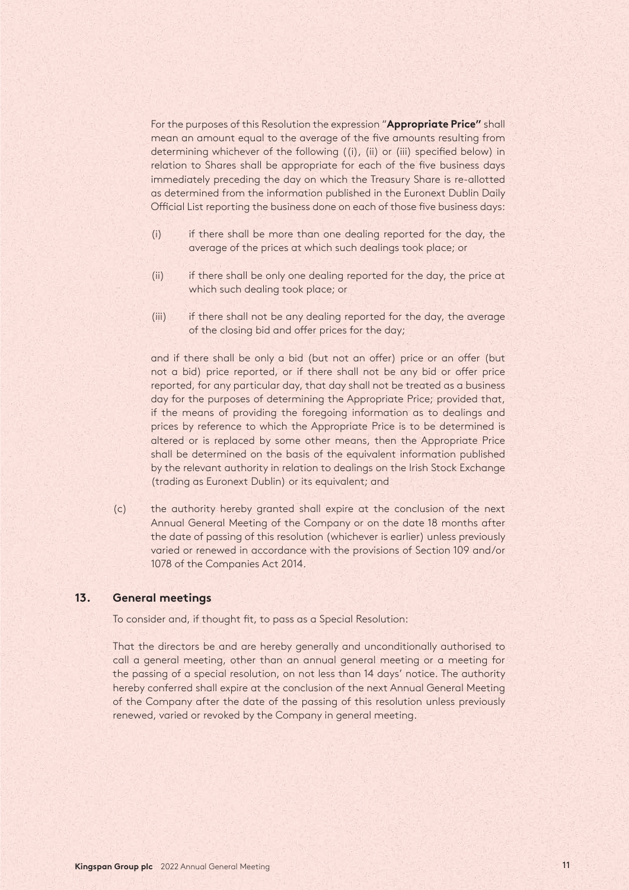For the purposes of this Resolution the expression "**Appropriate Price"** shall mean an amount equal to the average of the five amounts resulting from determining whichever of the following ((i), (ii) or (iii) specified below) in relation to Shares shall be appropriate for each of the five business days immediately preceding the day on which the Treasury Share is re-allotted as determined from the information published in the Euronext Dublin Daily Official List reporting the business done on each of those five business days:

(i) if there shall be more than one dealing reported for the day, the average of the prices at which such dealings took place; or

(ii) if there shall be only one dealing reported for the day, the price at which such dealing took place; or

(iii) if there shall not be any dealing reported for the day, the average of the closing bid and offer prices for the day;

and if there shall be only a bid (but not an offer) price or an offer (but not a bid) price reported, or if there shall not be any bid or offer price reported, for any particular day, that day shall not be treated as a business day for the purposes of determining the Appropriate Price; provided that, if the means of providing the foregoing information as to dealings and prices by reference to which the Appropriate Price is to be determined is altered or is replaced by some other means, then the Appropriate Price shall be determined on the basis of the equivalent information published by the relevant authority in relation to dealings on the Irish Stock Exchange (trading as Euronext Dublin) or its equivalent; and

(c) the authority hereby granted shall expire at the conclusion of the next Annual General Meeting of the Company or on the date 18 months after the date of passing of this resolution (whichever is earlier) unless previously varied or renewed in accordance with the provisions of Section 109 and/or 1078 of the Companies Act 2014.

## 13. General meetings

To consider and, if thought fit, to pass as a Special Resolution:

That the directors be and are hereby generally and unconditionally authorised to call a general meeting, other than an annual general meeting or a meeting for the passing of a special resolution, on not less than 14 days' notice. The authority hereby conferred shall expire at the conclusion of the next Annual General Meeting of the Company after the date of the passing of this resolution unless previously renewed, varied or revoked by the Company in general meeting.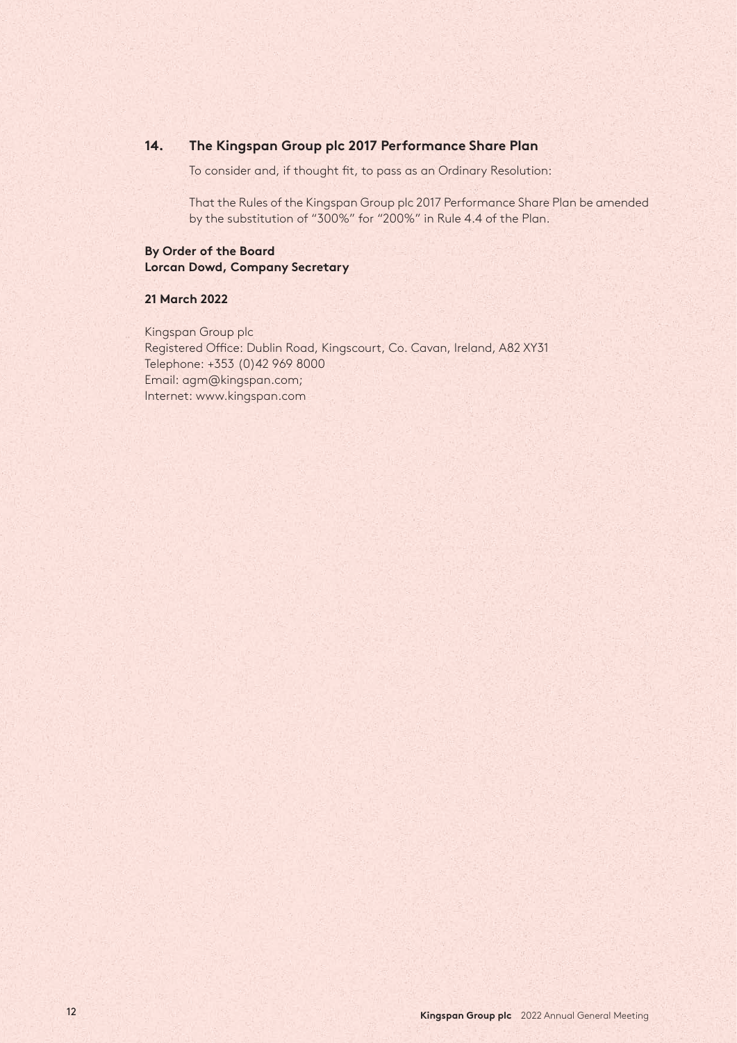### 14. The Kingspan Group plc 2017 Performance Share Plan

To consider and, if thought fit, to pass as an Ordinary Resolution:

That the Rules of the Kingspan Group plc 2017 Performance Share Plan be amended by the substitution of "300%" for "200%" in Rule 4.4 of the Plan.

**By Order of the Board**
**Lorcan Dowd, Company Secretary**

**21 March 2022**

Kingspan Group plc
Registered Office: Dublin Road, Kingscourt, Co. Cavan, Ireland, A82 XY31
Telephone: +353 (0)42 969 8000
Email: agm@kingspan.com;
Internet: www.kingspan.com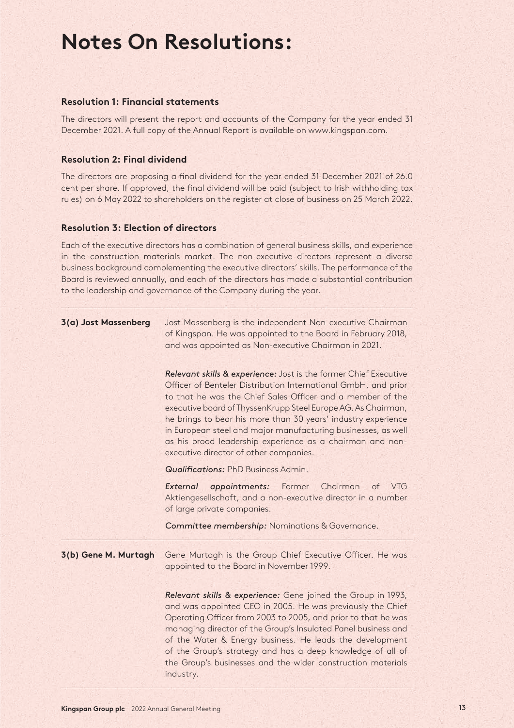# Notes On Resolutions:

### Resolution 1: Financial statements

The directors will present the report and accounts of the Company for the year ended 31 December 2021. A full copy of the Annual Report is available on www.kingspan.com.

### Resolution 2: Final dividend

The directors are proposing a final dividend for the year ended 31 December 2021 of 26.0 cent per share. If approved, the final dividend will be paid (subject to Irish withholding tax rules) on 6 May 2022 to shareholders on the register at close of business on 25 March 2022.

### Resolution 3: Election of directors

Each of the executive directors has a combination of general business skills, and experience in the construction materials market. The non-executive directors represent a diverse business background complementing the executive directors' skills. The performance of the Board is reviewed annually, and each of the directors has made a substantial contribution to the leadership and governance of the Company during the year.

---

**3(a) Jost Massenberg**

Jost Massenberg is the independent Non-executive Chairman of Kingspan. He was appointed to the Board in February 2018, and was appointed as Non-executive Chairman in 2021.

***Relevant skills & experience:*** Jost is the former Chief Executive Officer of Benteler Distribution International GmbH, and prior to that he was the Chief Sales Officer and a member of the executive board of ThyssenKrupp Steel Europe AG. As Chairman, he brings to bear his more than 30 years' industry experience in European steel and major manufacturing businesses, as well as his broad leadership experience as a chairman and non-executive director of other companies.

***Qualifications:*** PhD Business Admin.

***External appointments:*** Former Chairman of VTG Aktiengesellschaft, and a non-executive director in a number of large private companies.

***Committee membership:*** Nominations & Governance.

---

**3(b) Gene M. Murtagh**

Gene Murtagh is the Group Chief Executive Officer. He was appointed to the Board in November 1999.

***Relevant skills & experience:*** Gene joined the Group in 1993, and was appointed CEO in 2005. He was previously the Chief Operating Officer from 2003 to 2005, and prior to that he was managing director of the Group's Insulated Panel business and of the Water & Energy business. He leads the development of the Group's strategy and has a deep knowledge of all of the Group's businesses and the wider construction materials industry.

---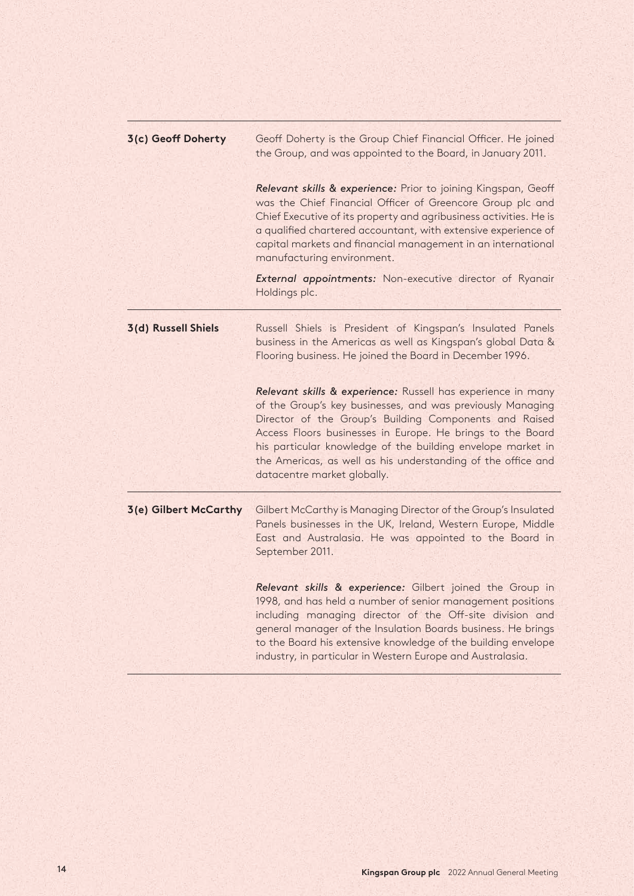**3(c) Geoff Doherty**

Geoff Doherty is the Group Chief Financial Officer. He joined the Group, and was appointed to the Board, in January 2011.

***Relevant skills & experience:*** Prior to joining Kingspan, Geoff was the Chief Financial Officer of Greencore Group plc and Chief Executive of its property and agribusiness activities. He is a qualified chartered accountant, with extensive experience of capital markets and financial management in an international manufacturing environment.

***External appointments:*** Non-executive director of Ryanair Holdings plc.

**3(d) Russell Shiels**

Russell Shiels is President of Kingspan's Insulated Panels business in the Americas as well as Kingspan's global Data & Flooring business. He joined the Board in December 1996.

***Relevant skills & experience:*** Russell has experience in many of the Group's key businesses, and was previously Managing Director of the Group's Building Components and Raised Access Floors businesses in Europe. He brings to the Board his particular knowledge of the building envelope market in the Americas, as well as his understanding of the office and datacentre market globally.

**3(e) Gilbert McCarthy**

Gilbert McCarthy is Managing Director of the Group's Insulated Panels businesses in the UK, Ireland, Western Europe, Middle East and Australasia. He was appointed to the Board in September 2011.

***Relevant skills & experience:*** Gilbert joined the Group in 1998, and has held a number of senior management positions including managing director of the Off-site division and general manager of the Insulation Boards business. He brings to the Board his extensive knowledge of the building envelope industry, in particular in Western Europe and Australasia.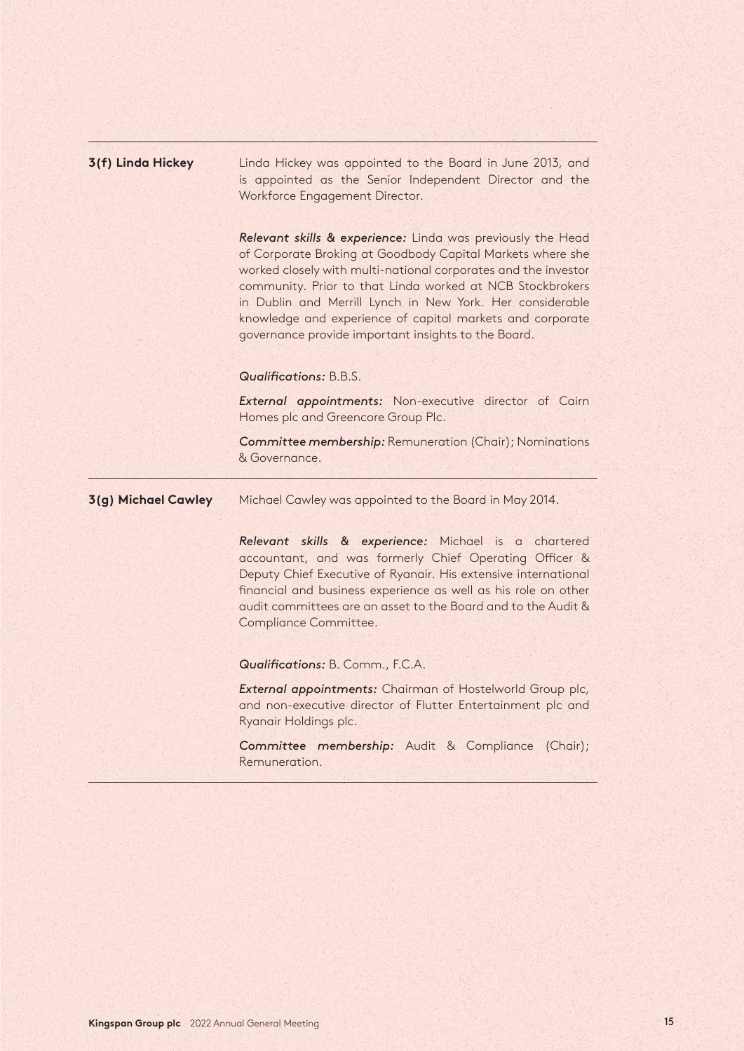**3(f) Linda Hickey**

Linda Hickey was appointed to the Board in June 2013, and is appointed as the Senior Independent Director and the Workforce Engagement Director.

***Relevant skills & experience:*** Linda was previously the Head of Corporate Broking at Goodbody Capital Markets where she worked closely with multi-national corporates and the investor community. Prior to that Linda worked at NCB Stockbrokers in Dublin and Merrill Lynch in New York. Her considerable knowledge and experience of capital markets and corporate governance provide important insights to the Board.

***Qualifications:*** B.B.S.

***External appointments:*** Non-executive director of Cairn Homes plc and Greencore Group Plc.

***Committee membership:*** Remuneration (Chair); Nominations & Governance.

---

**3(g) Michael Cawley**

Michael Cawley was appointed to the Board in May 2014.

***Relevant skills & experience:*** Michael is a chartered accountant, and was formerly Chief Operating Officer & Deputy Chief Executive of Ryanair. His extensive international financial and business experience as well as his role on other audit committees are an asset to the Board and to the Audit & Compliance Committee.

***Qualifications:*** B. Comm., F.C.A.

***External appointments:*** Chairman of Hostelworld Group plc, and non-executive director of Flutter Entertainment plc and Ryanair Holdings plc.

***Committee membership:*** Audit & Compliance (Chair); Remuneration.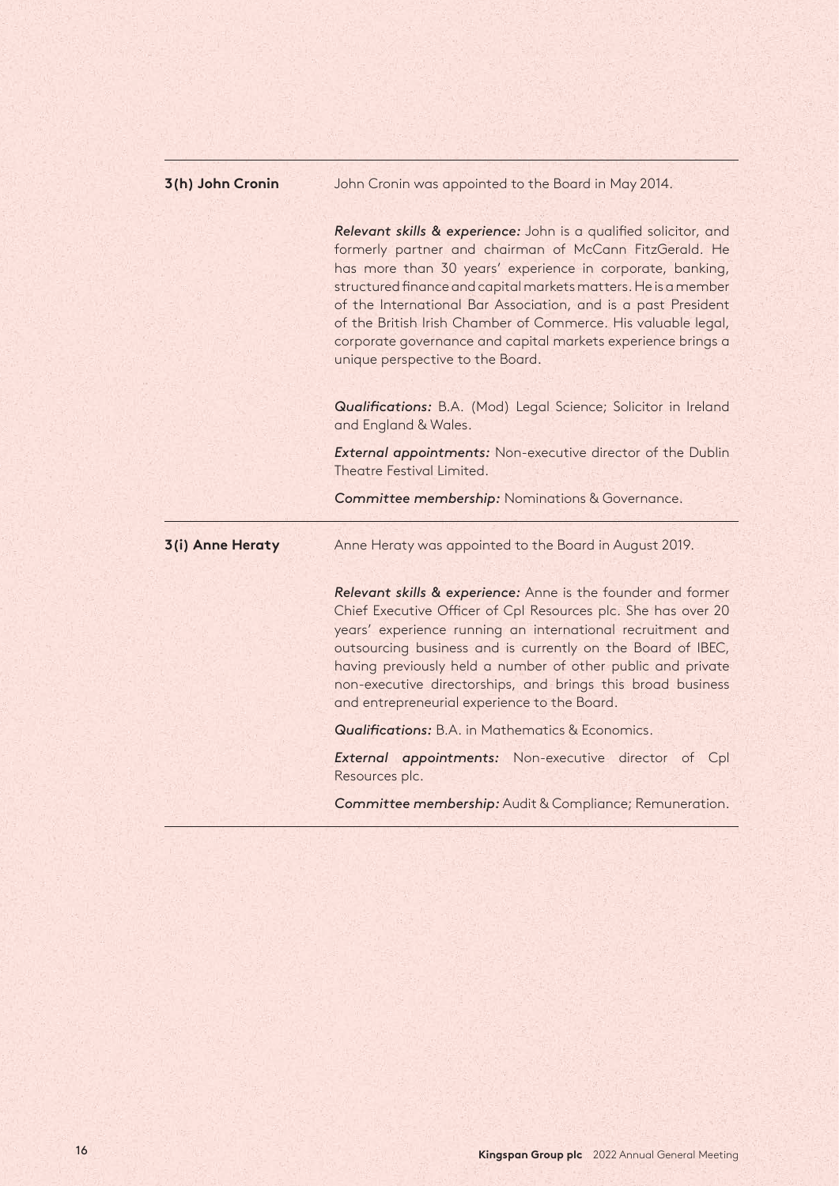### 3(h) John Cronin

John Cronin was appointed to the Board in May 2014.

***Relevant skills & experience:*** John is a qualified solicitor, and formerly partner and chairman of McCann FitzGerald. He has more than 30 years' experience in corporate, banking, structured finance and capital markets matters. He is a member of the International Bar Association, and is a past President of the British Irish Chamber of Commerce. His valuable legal, corporate governance and capital markets experience brings a unique perspective to the Board.

***Qualifications:*** B.A. (Mod) Legal Science; Solicitor in Ireland and England & Wales.

***External appointments:*** Non-executive director of the Dublin Theatre Festival Limited.

***Committee membership:*** Nominations & Governance.

### 3(i) Anne Heraty

Anne Heraty was appointed to the Board in August 2019.

***Relevant skills & experience:*** Anne is the founder and former Chief Executive Officer of Cpl Resources plc. She has over 20 years' experience running an international recruitment and outsourcing business and is currently on the Board of IBEC, having previously held a number of other public and private non-executive directorships, and brings this broad business and entrepreneurial experience to the Board.

***Qualifications:*** B.A. in Mathematics & Economics.

***External appointments:*** Non-executive director of Cpl Resources plc.

***Committee membership:*** Audit & Compliance; Remuneration.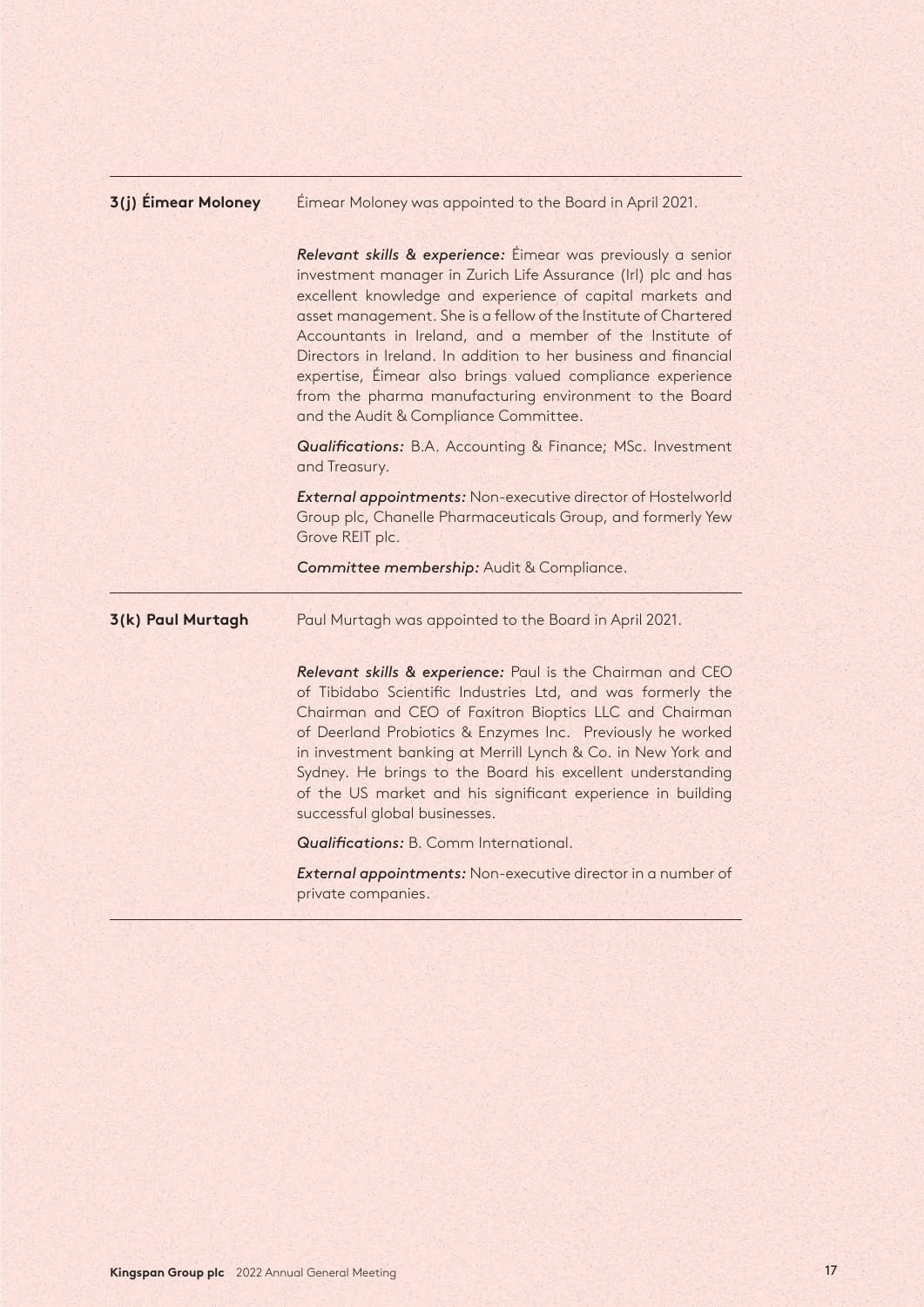**3(j) Éimear Moloney**

Éimear Moloney was appointed to the Board in April 2021.

***Relevant skills & experience:*** Éimear was previously a senior investment manager in Zurich Life Assurance (Irl) plc and has excellent knowledge and experience of capital markets and asset management. She is a fellow of the Institute of Chartered Accountants in Ireland, and a member of the Institute of Directors in Ireland. In addition to her business and financial expertise, Éimear also brings valued compliance experience from the pharma manufacturing environment to the Board and the Audit & Compliance Committee.

***Qualifications:*** B.A. Accounting & Finance; MSc. Investment and Treasury.

***External appointments:*** Non-executive director of Hostelworld Group plc, Chanelle Pharmaceuticals Group, and formerly Yew Grove REIT plc.

***Committee membership:*** Audit & Compliance.

**3(k) Paul Murtagh**

Paul Murtagh was appointed to the Board in April 2021.

***Relevant skills & experience:*** Paul is the Chairman and CEO of Tibidabo Scientific Industries Ltd, and was formerly the Chairman and CEO of Faxitron Bioptics LLC and Chairman of Deerland Probiotics & Enzymes Inc. Previously he worked in investment banking at Merrill Lynch & Co. in New York and Sydney. He brings to the Board his excellent understanding of the US market and his significant experience in building successful global businesses.

***Qualifications:*** B. Comm International.

***External appointments:*** Non-executive director in a number of private companies.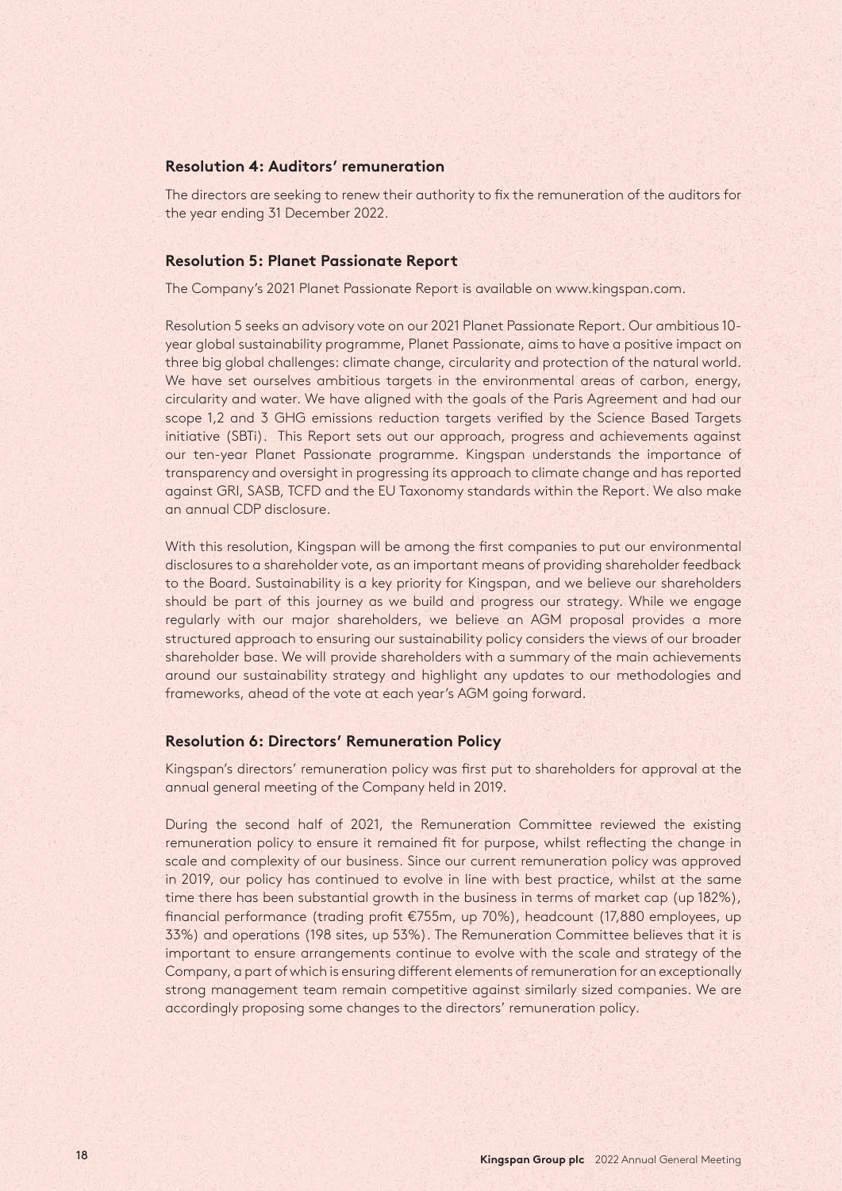### Resolution 4: Auditors' remuneration

The directors are seeking to renew their authority to fix the remuneration of the auditors for the year ending 31 December 2022.

### Resolution 5: Planet Passionate Report

The Company's 2021 Planet Passionate Report is available on www.kingspan.com.

Resolution 5 seeks an advisory vote on our 2021 Planet Passionate Report. Our ambitious 10-year global sustainability programme, Planet Passionate, aims to have a positive impact on three big global challenges: climate change, circularity and protection of the natural world. We have set ourselves ambitious targets in the environmental areas of carbon, energy, circularity and water. We have aligned with the goals of the Paris Agreement and had our scope 1,2 and 3 GHG emissions reduction targets verified by the Science Based Targets initiative (SBTi). This Report sets out our approach, progress and achievements against our ten-year Planet Passionate programme. Kingspan understands the importance of transparency and oversight in progressing its approach to climate change and has reported against GRI, SASB, TCFD and the EU Taxonomy standards within the Report. We also make an annual CDP disclosure.

With this resolution, Kingspan will be among the first companies to put our environmental disclosures to a shareholder vote, as an important means of providing shareholder feedback to the Board. Sustainability is a key priority for Kingspan, and we believe our shareholders should be part of this journey as we build and progress our strategy. While we engage regularly with our major shareholders, we believe an AGM proposal provides a more structured approach to ensuring our sustainability policy considers the views of our broader shareholder base. We will provide shareholders with a summary of the main achievements around our sustainability strategy and highlight any updates to our methodologies and frameworks, ahead of the vote at each year's AGM going forward.

### Resolution 6: Directors' Remuneration Policy

Kingspan's directors' remuneration policy was first put to shareholders for approval at the annual general meeting of the Company held in 2019.

During the second half of 2021, the Remuneration Committee reviewed the existing remuneration policy to ensure it remained fit for purpose, whilst reflecting the change in scale and complexity of our business. Since our current remuneration policy was approved in 2019, our policy has continued to evolve in line with best practice, whilst at the same time there has been substantial growth in the business in terms of market cap (up 182%), financial performance (trading profit €755m, up 70%), headcount (17,880 employees, up 33%) and operations (198 sites, up 53%). The Remuneration Committee believes that it is important to ensure arrangements continue to evolve with the scale and strategy of the Company, a part of which is ensuring different elements of remuneration for an exceptionally strong management team remain competitive against similarly sized companies. We are accordingly proposing some changes to the directors' remuneration policy.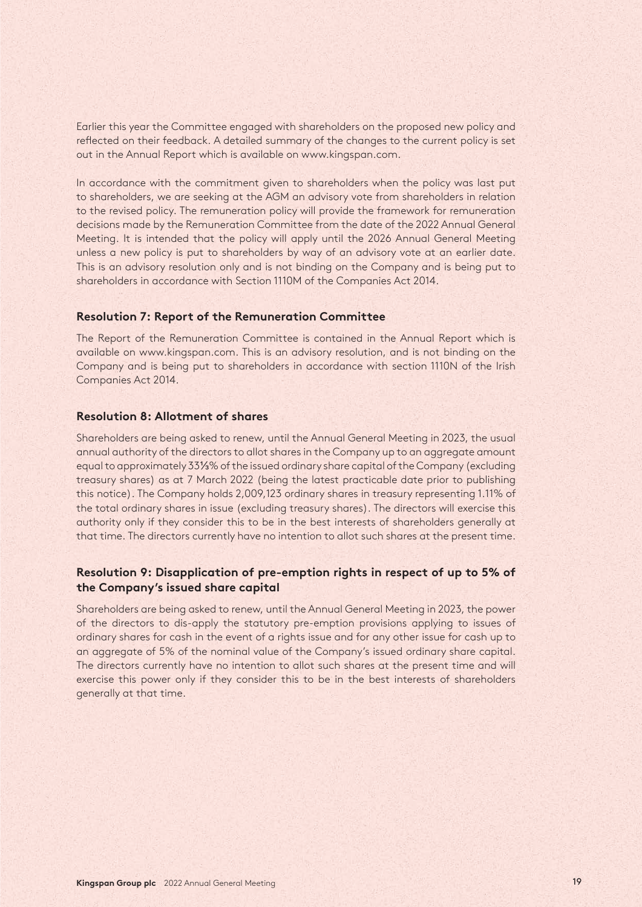Earlier this year the Committee engaged with shareholders on the proposed new policy and reflected on their feedback. A detailed summary of the changes to the current policy is set out in the Annual Report which is available on www.kingspan.com.

In accordance with the commitment given to shareholders when the policy was last put to shareholders, we are seeking at the AGM an advisory vote from shareholders in relation to the revised policy. The remuneration policy will provide the framework for remuneration decisions made by the Remuneration Committee from the date of the 2022 Annual General Meeting. It is intended that the policy will apply until the 2026 Annual General Meeting unless a new policy is put to shareholders by way of an advisory vote at an earlier date. This is an advisory resolution only and is not binding on the Company and is being put to shareholders in accordance with Section 1110M of the Companies Act 2014.

### Resolution 7: Report of the Remuneration Committee

The Report of the Remuneration Committee is contained in the Annual Report which is available on www.kingspan.com. This is an advisory resolution, and is not binding on the Company and is being put to shareholders in accordance with section 1110N of the Irish Companies Act 2014.

### Resolution 8: Allotment of shares

Shareholders are being asked to renew, until the Annual General Meeting in 2023, the usual annual authority of the directors to allot shares in the Company up to an aggregate amount equal to approximately 33⅓% of the issued ordinary share capital of the Company (excluding treasury shares) as at 7 March 2022 (being the latest practicable date prior to publishing this notice). The Company holds 2,009,123 ordinary shares in treasury representing 1.11% of the total ordinary shares in issue (excluding treasury shares). The directors will exercise this authority only if they consider this to be in the best interests of shareholders generally at that time. The directors currently have no intention to allot such shares at the present time.

### Resolution 9: Disapplication of pre-emption rights in respect of up to 5% of the Company's issued share capital

Shareholders are being asked to renew, until the Annual General Meeting in 2023, the power of the directors to dis-apply the statutory pre-emption provisions applying to issues of ordinary shares for cash in the event of a rights issue and for any other issue for cash up to an aggregate of 5% of the nominal value of the Company's issued ordinary share capital. The directors currently have no intention to allot such shares at the present time and will exercise this power only if they consider this to be in the best interests of shareholders generally at that time.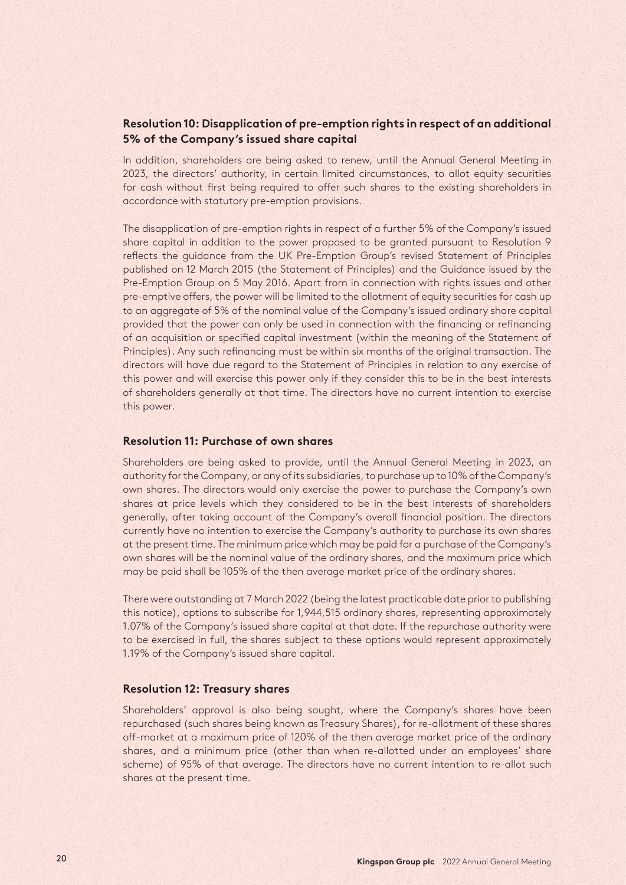### Resolution 10: Disapplication of pre-emption rights in respect of an additional 5% of the Company's issued share capital

In addition, shareholders are being asked to renew, until the Annual General Meeting in 2023, the directors' authority, in certain limited circumstances, to allot equity securities for cash without first being required to offer such shares to the existing shareholders in accordance with statutory pre-emption provisions.

The disapplication of pre-emption rights in respect of a further 5% of the Company's issued share capital in addition to the power proposed to be granted pursuant to Resolution 9 reflects the guidance from the UK Pre-Emption Group's revised Statement of Principles published on 12 March 2015 (the Statement of Principles) and the Guidance issued by the Pre-Emption Group on 5 May 2016. Apart from in connection with rights issues and other pre-emptive offers, the power will be limited to the allotment of equity securities for cash up to an aggregate of 5% of the nominal value of the Company's issued ordinary share capital provided that the power can only be used in connection with the financing or refinancing of an acquisition or specified capital investment (within the meaning of the Statement of Principles). Any such refinancing must be within six months of the original transaction. The directors will have due regard to the Statement of Principles in relation to any exercise of this power and will exercise this power only if they consider this to be in the best interests of shareholders generally at that time. The directors have no current intention to exercise this power.

### Resolution 11: Purchase of own shares

Shareholders are being asked to provide, until the Annual General Meeting in 2023, an authority for the Company, or any of its subsidiaries, to purchase up to 10% of the Company's own shares. The directors would only exercise the power to purchase the Company's own shares at price levels which they considered to be in the best interests of shareholders generally, after taking account of the Company's overall financial position. The directors currently have no intention to exercise the Company's authority to purchase its own shares at the present time. The minimum price which may be paid for a purchase of the Company's own shares will be the nominal value of the ordinary shares, and the maximum price which may be paid shall be 105% of the then average market price of the ordinary shares.

There were outstanding at 7 March 2022 (being the latest practicable date prior to publishing this notice), options to subscribe for 1,944,515 ordinary shares, representing approximately 1.07% of the Company's issued share capital at that date. If the repurchase authority were to be exercised in full, the shares subject to these options would represent approximately 1.19% of the Company's issued share capital.

### Resolution 12: Treasury shares

Shareholders' approval is also being sought, where the Company's shares have been repurchased (such shares being known as Treasury Shares), for re-allotment of these shares off-market at a maximum price of 120% of the then average market price of the ordinary shares, and a minimum price (other than when re-allotted under an employees' share scheme) of 95% of that average. The directors have no current intention to re-allot such shares at the present time.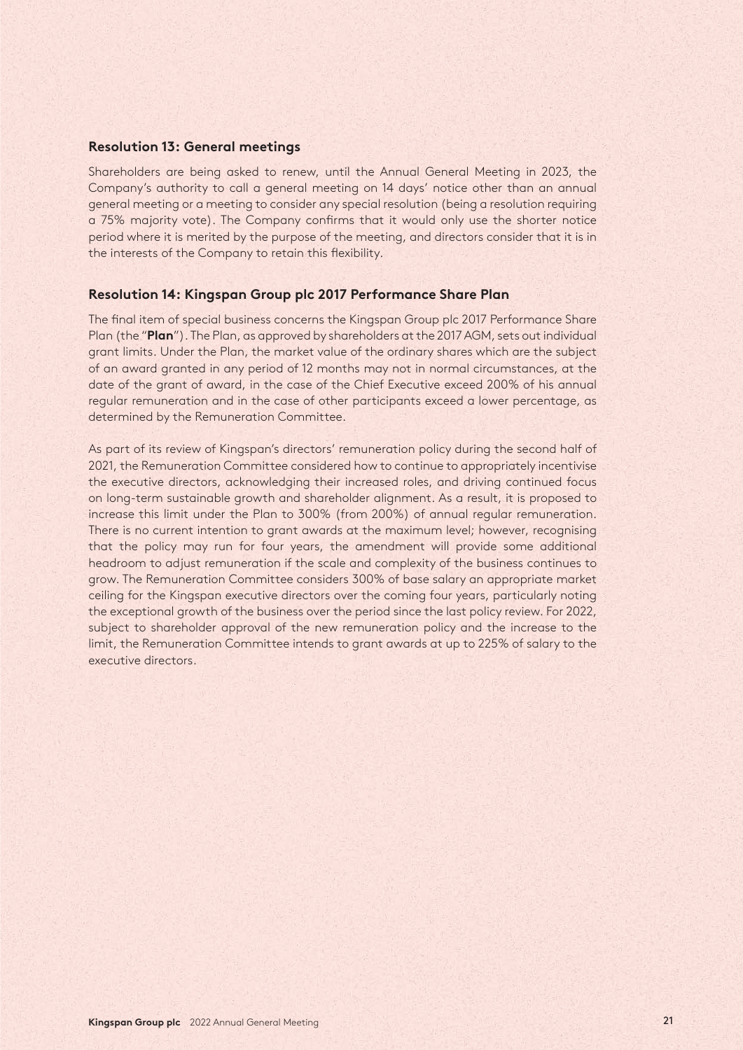### Resolution 13: General meetings

Shareholders are being asked to renew, until the Annual General Meeting in 2023, the Company's authority to call a general meeting on 14 days' notice other than an annual general meeting or a meeting to consider any special resolution (being a resolution requiring a 75% majority vote). The Company confirms that it would only use the shorter notice period where it is merited by the purpose of the meeting, and directors consider that it is in the interests of the Company to retain this flexibility.

### Resolution 14: Kingspan Group plc 2017 Performance Share Plan

The final item of special business concerns the Kingspan Group plc 2017 Performance Share Plan (the "**Plan**"). The Plan, as approved by shareholders at the 2017 AGM, sets out individual grant limits. Under the Plan, the market value of the ordinary shares which are the subject of an award granted in any period of 12 months may not in normal circumstances, at the date of the grant of award, in the case of the Chief Executive exceed 200% of his annual regular remuneration and in the case of other participants exceed a lower percentage, as determined by the Remuneration Committee.

As part of its review of Kingspan's directors' remuneration policy during the second half of 2021, the Remuneration Committee considered how to continue to appropriately incentivise the executive directors, acknowledging their increased roles, and driving continued focus on long-term sustainable growth and shareholder alignment. As a result, it is proposed to increase this limit under the Plan to 300% (from 200%) of annual regular remuneration. There is no current intention to grant awards at the maximum level; however, recognising that the policy may run for four years, the amendment will provide some additional headroom to adjust remuneration if the scale and complexity of the business continues to grow. The Remuneration Committee considers 300% of base salary an appropriate market ceiling for the Kingspan executive directors over the coming four years, particularly noting the exceptional growth of the business over the period since the last policy review. For 2022, subject to shareholder approval of the new remuneration policy and the increase to the limit, the Remuneration Committee intends to grant awards at up to 225% of salary to the executive directors.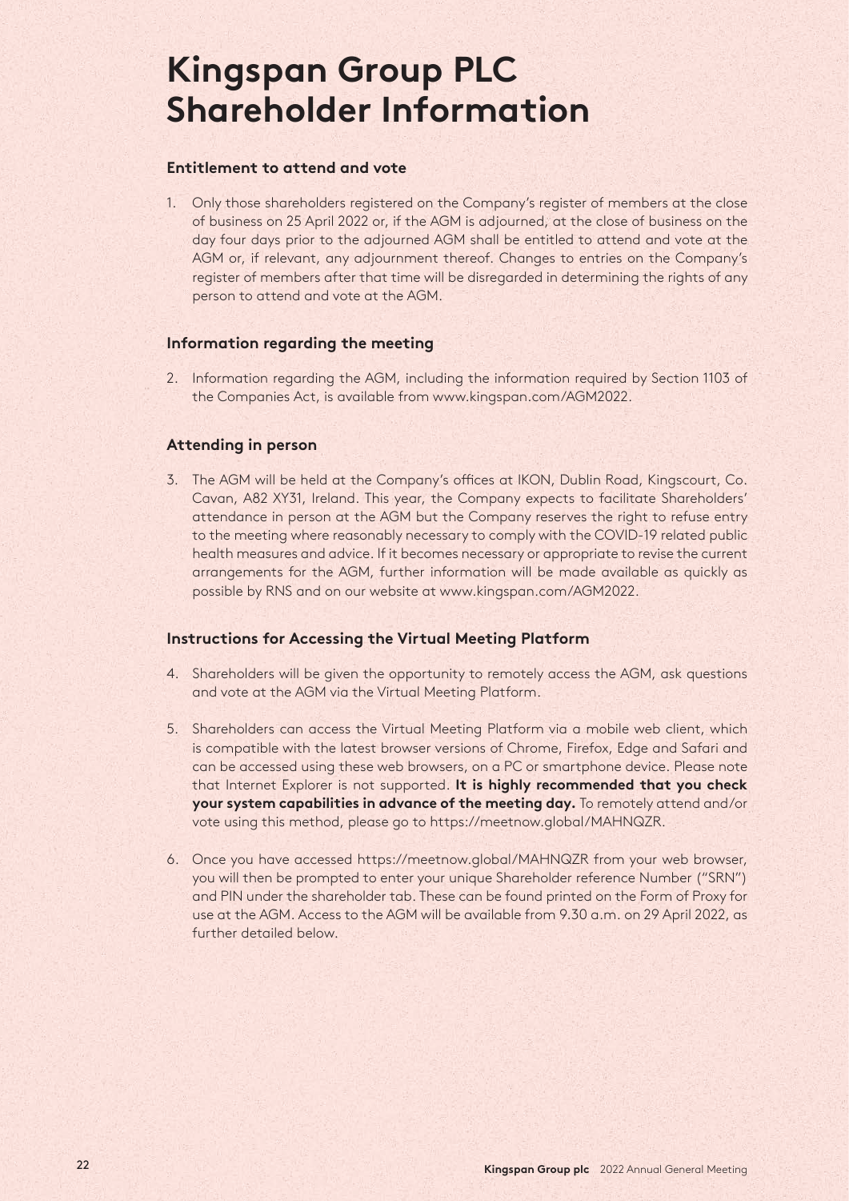# Kingspan Group PLC Shareholder Information

### Entitlement to attend and vote

1. Only those shareholders registered on the Company's register of members at the close of business on 25 April 2022 or, if the AGM is adjourned, at the close of business on the day four days prior to the adjourned AGM shall be entitled to attend and vote at the AGM or, if relevant, any adjournment thereof. Changes to entries on the Company's register of members after that time will be disregarded in determining the rights of any person to attend and vote at the AGM.

### Information regarding the meeting

2. Information regarding the AGM, including the information required by Section 1103 of the Companies Act, is available from www.kingspan.com/AGM2022.

### Attending in person

3. The AGM will be held at the Company's offices at IKON, Dublin Road, Kingscourt, Co. Cavan, A82 XY31, Ireland. This year, the Company expects to facilitate Shareholders' attendance in person at the AGM but the Company reserves the right to refuse entry to the meeting where reasonably necessary to comply with the COVID-19 related public health measures and advice. If it becomes necessary or appropriate to revise the current arrangements for the AGM, further information will be made available as quickly as possible by RNS and on our website at www.kingspan.com/AGM2022.

### Instructions for Accessing the Virtual Meeting Platform

4. Shareholders will be given the opportunity to remotely access the AGM, ask questions and vote at the AGM via the Virtual Meeting Platform.

5. Shareholders can access the Virtual Meeting Platform via a mobile web client, which is compatible with the latest browser versions of Chrome, Firefox, Edge and Safari and can be accessed using these web browsers, on a PC or smartphone device. Please note that Internet Explorer is not supported. **It is highly recommended that you check your system capabilities in advance of the meeting day.** To remotely attend and/or vote using this method, please go to https://meetnow.global/MAHNQZR.

6. Once you have accessed https://meetnow.global/MAHNQZR from your web browser, you will then be prompted to enter your unique Shareholder reference Number ("SRN") and PIN under the shareholder tab. These can be found printed on the Form of Proxy for use at the AGM. Access to the AGM will be available from 9.30 a.m. on 29 April 2022, as further detailed below.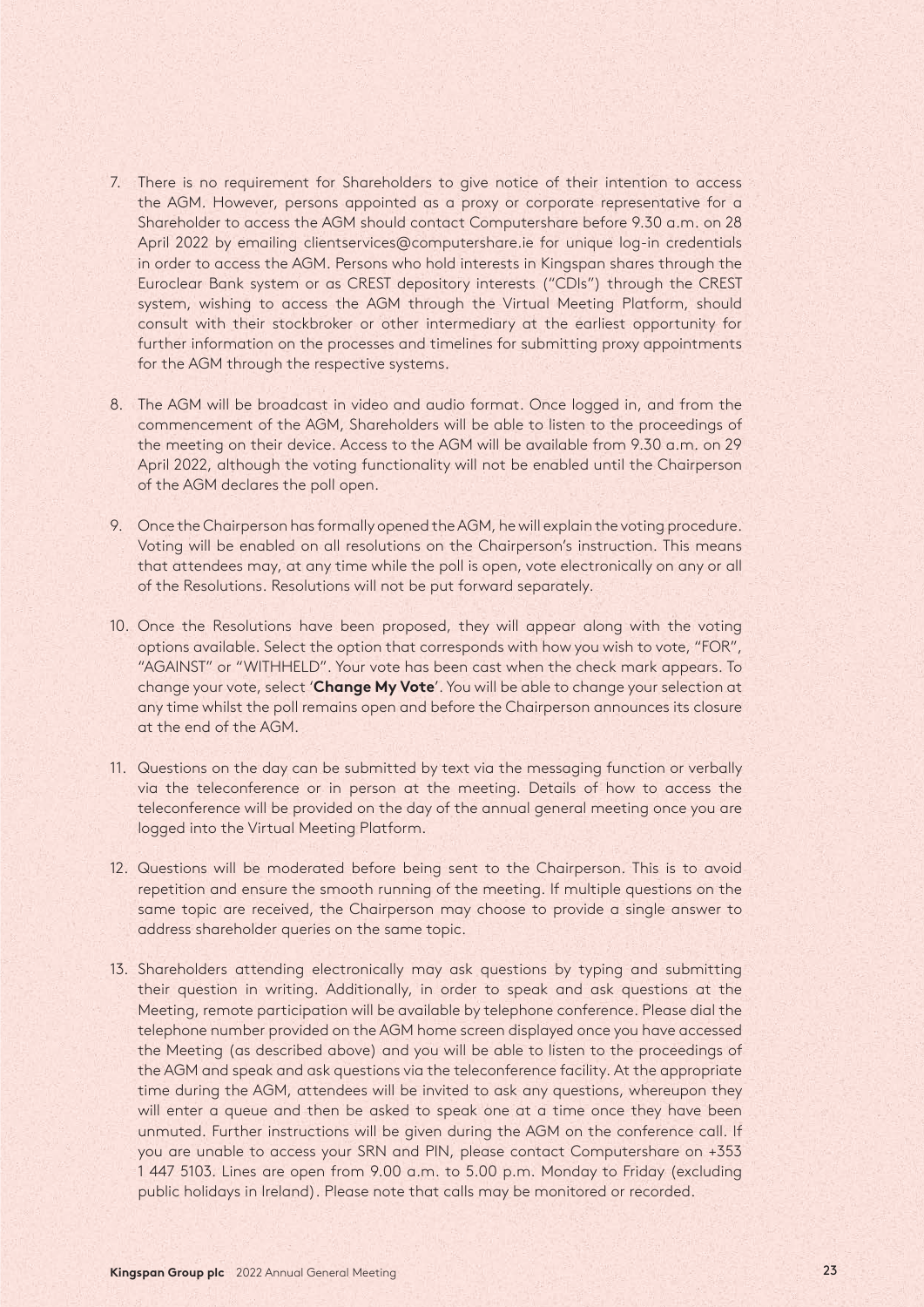7. There is no requirement for Shareholders to give notice of their intention to access the AGM. However, persons appointed as a proxy or corporate representative for a Shareholder to access the AGM should contact Computershare before 9.30 a.m. on 28 April 2022 by emailing clientservices@computershare.ie for unique log-in credentials in order to access the AGM. Persons who hold interests in Kingspan shares through the Euroclear Bank system or as CREST depository interests ("CDIs") through the CREST system, wishing to access the AGM through the Virtual Meeting Platform, should consult with their stockbroker or other intermediary at the earliest opportunity for further information on the processes and timelines for submitting proxy appointments for the AGM through the respective systems.

8. The AGM will be broadcast in video and audio format. Once logged in, and from the commencement of the AGM, Shareholders will be able to listen to the proceedings of the meeting on their device. Access to the AGM will be available from 9.30 a.m. on 29 April 2022, although the voting functionality will not be enabled until the Chairperson of the AGM declares the poll open.

9. Once the Chairperson has formally opened the AGM, he will explain the voting procedure. Voting will be enabled on all resolutions on the Chairperson's instruction. This means that attendees may, at any time while the poll is open, vote electronically on any or all of the Resolutions. Resolutions will not be put forward separately.

10. Once the Resolutions have been proposed, they will appear along with the voting options available. Select the option that corresponds with how you wish to vote, "FOR", "AGAINST" or "WITHHELD". Your vote has been cast when the check mark appears. To change your vote, select '**Change My Vote**'. You will be able to change your selection at any time whilst the poll remains open and before the Chairperson announces its closure at the end of the AGM.

11. Questions on the day can be submitted by text via the messaging function or verbally via the teleconference or in person at the meeting. Details of how to access the teleconference will be provided on the day of the annual general meeting once you are logged into the Virtual Meeting Platform.

12. Questions will be moderated before being sent to the Chairperson. This is to avoid repetition and ensure the smooth running of the meeting. If multiple questions on the same topic are received, the Chairperson may choose to provide a single answer to address shareholder queries on the same topic.

13. Shareholders attending electronically may ask questions by typing and submitting their question in writing. Additionally, in order to speak and ask questions at the Meeting, remote participation will be available by telephone conference. Please dial the telephone number provided on the AGM home screen displayed once you have accessed the Meeting (as described above) and you will be able to listen to the proceedings of the AGM and speak and ask questions via the teleconference facility. At the appropriate time during the AGM, attendees will be invited to ask any questions, whereupon they will enter a queue and then be asked to speak one at a time once they have been unmuted. Further instructions will be given during the AGM on the conference call. If you are unable to access your SRN and PIN, please contact Computershare on +353 1 447 5103. Lines are open from 9.00 a.m. to 5.00 p.m. Monday to Friday (excluding public holidays in Ireland). Please note that calls may be monitored or recorded.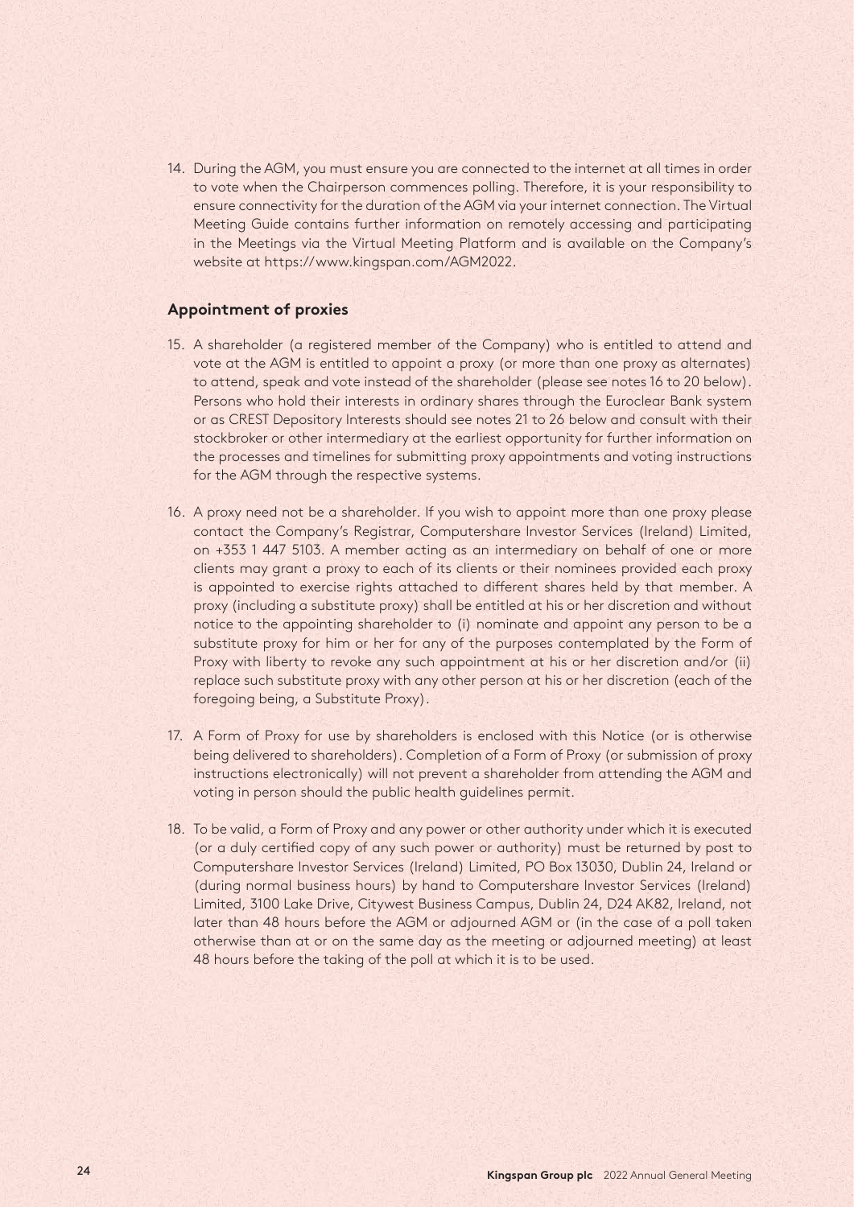14. During the AGM, you must ensure you are connected to the internet at all times in order to vote when the Chairperson commences polling. Therefore, it is your responsibility to ensure connectivity for the duration of the AGM via your internet connection. The Virtual Meeting Guide contains further information on remotely accessing and participating in the Meetings via the Virtual Meeting Platform and is available on the Company's website at https://www.kingspan.com/AGM2022.

### Appointment of proxies

15. A shareholder (a registered member of the Company) who is entitled to attend and vote at the AGM is entitled to appoint a proxy (or more than one proxy as alternates) to attend, speak and vote instead of the shareholder (please see notes 16 to 20 below). Persons who hold their interests in ordinary shares through the Euroclear Bank system or as CREST Depository Interests should see notes 21 to 26 below and consult with their stockbroker or other intermediary at the earliest opportunity for further information on the processes and timelines for submitting proxy appointments and voting instructions for the AGM through the respective systems.

16. A proxy need not be a shareholder. If you wish to appoint more than one proxy please contact the Company's Registrar, Computershare Investor Services (Ireland) Limited, on +353 1 447 5103. A member acting as an intermediary on behalf of one or more clients may grant a proxy to each of its clients or their nominees provided each proxy is appointed to exercise rights attached to different shares held by that member. A proxy (including a substitute proxy) shall be entitled at his or her discretion and without notice to the appointing shareholder to (i) nominate and appoint any person to be a substitute proxy for him or her for any of the purposes contemplated by the Form of Proxy with liberty to revoke any such appointment at his or her discretion and/or (ii) replace such substitute proxy with any other person at his or her discretion (each of the foregoing being, a Substitute Proxy).

17. A Form of Proxy for use by shareholders is enclosed with this Notice (or is otherwise being delivered to shareholders). Completion of a Form of Proxy (or submission of proxy instructions electronically) will not prevent a shareholder from attending the AGM and voting in person should the public health guidelines permit.

18. To be valid, a Form of Proxy and any power or other authority under which it is executed (or a duly certified copy of any such power or authority) must be returned by post to Computershare Investor Services (Ireland) Limited, PO Box 13030, Dublin 24, Ireland or (during normal business hours) by hand to Computershare Investor Services (Ireland) Limited, 3100 Lake Drive, Citywest Business Campus, Dublin 24, D24 AK82, Ireland, not later than 48 hours before the AGM or adjourned AGM or (in the case of a poll taken otherwise than at or on the same day as the meeting or adjourned meeting) at least 48 hours before the taking of the poll at which it is to be used.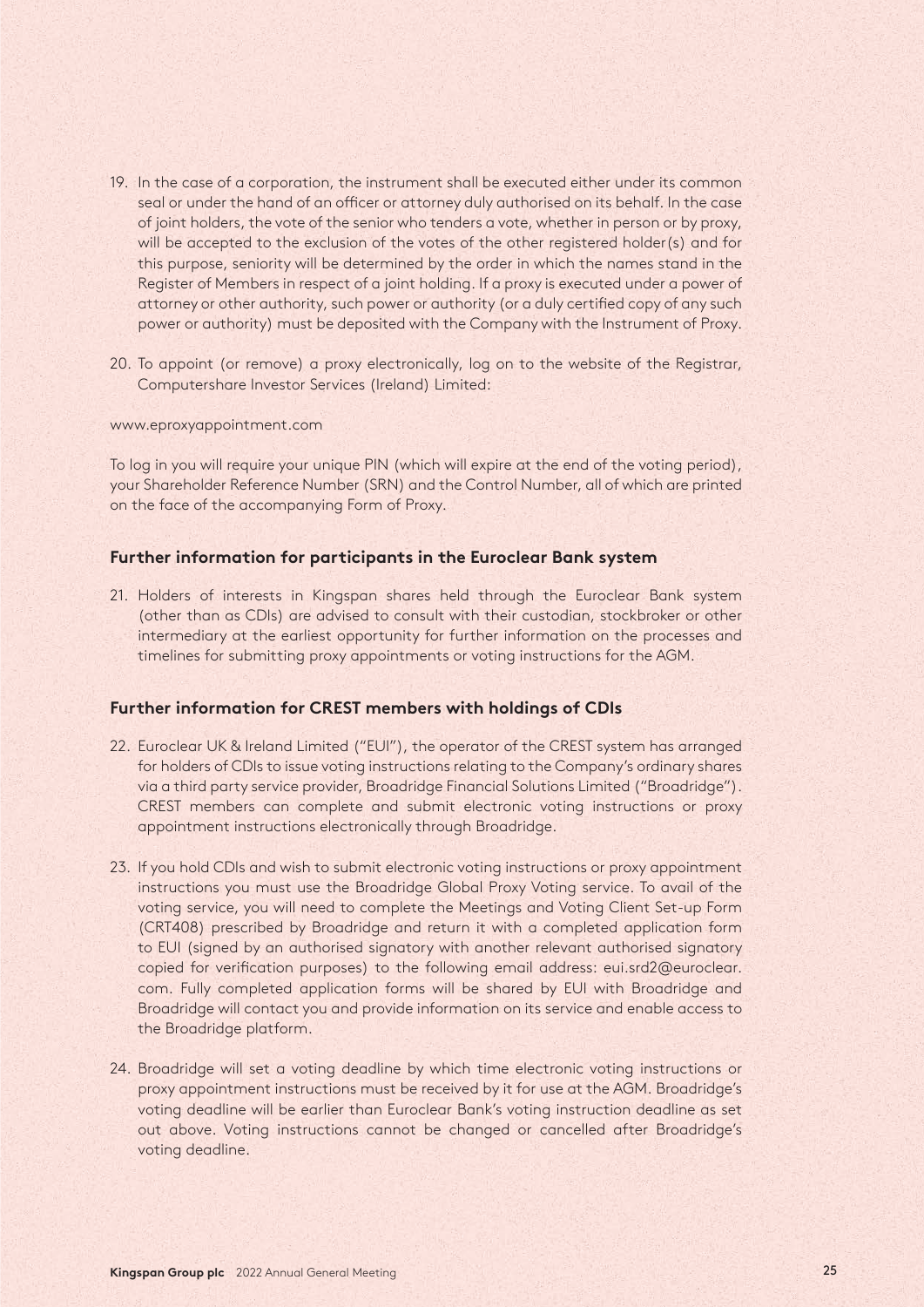19. In the case of a corporation, the instrument shall be executed either under its common seal or under the hand of an officer or attorney duly authorised on its behalf. In the case of joint holders, the vote of the senior who tenders a vote, whether in person or by proxy, will be accepted to the exclusion of the votes of the other registered holder(s) and for this purpose, seniority will be determined by the order in which the names stand in the Register of Members in respect of a joint holding. If a proxy is executed under a power of attorney or other authority, such power or authority (or a duly certified copy of any such power or authority) must be deposited with the Company with the Instrument of Proxy.

20. To appoint (or remove) a proxy electronically, log on to the website of the Registrar, Computershare Investor Services (Ireland) Limited:

www.eproxyappointment.com

To log in you will require your unique PIN (which will expire at the end of the voting period), your Shareholder Reference Number (SRN) and the Control Number, all of which are printed on the face of the accompanying Form of Proxy.

## Further information for participants in the Euroclear Bank system

21. Holders of interests in Kingspan shares held through the Euroclear Bank system (other than as CDIs) are advised to consult with their custodian, stockbroker or other intermediary at the earliest opportunity for further information on the processes and timelines for submitting proxy appointments or voting instructions for the AGM.

## Further information for CREST members with holdings of CDIs

22. Euroclear UK & Ireland Limited ("EUI"), the operator of the CREST system has arranged for holders of CDIs to issue voting instructions relating to the Company's ordinary shares via a third party service provider, Broadridge Financial Solutions Limited ("Broadridge"). CREST members can complete and submit electronic voting instructions or proxy appointment instructions electronically through Broadridge.

23. If you hold CDIs and wish to submit electronic voting instructions or proxy appointment instructions you must use the Broadridge Global Proxy Voting service. To avail of the voting service, you will need to complete the Meetings and Voting Client Set-up Form (CRT408) prescribed by Broadridge and return it with a completed application form to EUI (signed by an authorised signatory with another relevant authorised signatory copied for verification purposes) to the following email address: eui.srd2@euroclear.com. Fully completed application forms will be shared by EUI with Broadridge and Broadridge will contact you and provide information on its service and enable access to the Broadridge platform.

24. Broadridge will set a voting deadline by which time electronic voting instructions or proxy appointment instructions must be received by it for use at the AGM. Broadridge's voting deadline will be earlier than Euroclear Bank's voting instruction deadline as set out above. Voting instructions cannot be changed or cancelled after Broadridge's voting deadline.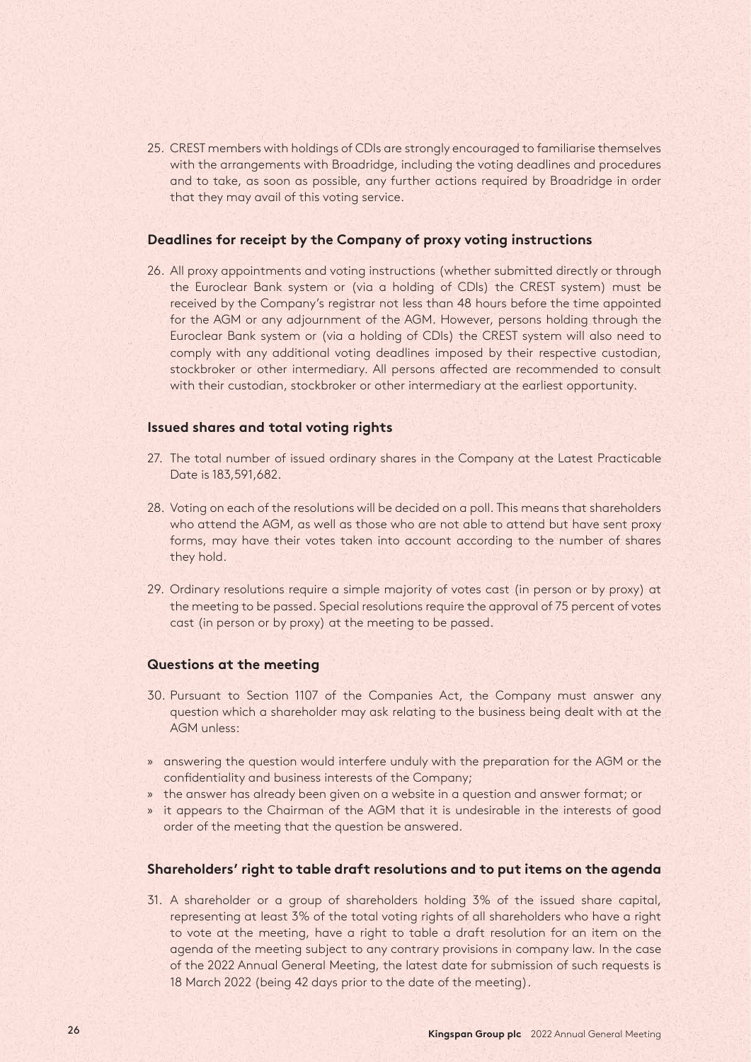25. CREST members with holdings of CDIs are strongly encouraged to familiarise themselves with the arrangements with Broadridge, including the voting deadlines and procedures and to take, as soon as possible, any further actions required by Broadridge in order that they may avail of this voting service.

### Deadlines for receipt by the Company of proxy voting instructions

26. All proxy appointments and voting instructions (whether submitted directly or through the Euroclear Bank system or (via a holding of CDIs) the CREST system) must be received by the Company's registrar not less than 48 hours before the time appointed for the AGM or any adjournment of the AGM. However, persons holding through the Euroclear Bank system or (via a holding of CDIs) the CREST system will also need to comply with any additional voting deadlines imposed by their respective custodian, stockbroker or other intermediary. All persons affected are recommended to consult with their custodian, stockbroker or other intermediary at the earliest opportunity.

### Issued shares and total voting rights

27. The total number of issued ordinary shares in the Company at the Latest Practicable Date is 183,591,682.

28. Voting on each of the resolutions will be decided on a poll. This means that shareholders who attend the AGM, as well as those who are not able to attend but have sent proxy forms, may have their votes taken into account according to the number of shares they hold.

29. Ordinary resolutions require a simple majority of votes cast (in person or by proxy) at the meeting to be passed. Special resolutions require the approval of 75 percent of votes cast (in person or by proxy) at the meeting to be passed.

### Questions at the meeting

30. Pursuant to Section 1107 of the Companies Act, the Company must answer any question which a shareholder may ask relating to the business being dealt with at the AGM unless:

- answering the question would interfere unduly with the preparation for the AGM or the confidentiality and business interests of the Company;
- the answer has already been given on a website in a question and answer format; or
- it appears to the Chairman of the AGM that it is undesirable in the interests of good order of the meeting that the question be answered.

### Shareholders' right to table draft resolutions and to put items on the agenda

31. A shareholder or a group of shareholders holding 3% of the issued share capital, representing at least 3% of the total voting rights of all shareholders who have a right to vote at the meeting, have a right to table a draft resolution for an item on the agenda of the meeting subject to any contrary provisions in company law. In the case of the 2022 Annual General Meeting, the latest date for submission of such requests is 18 March 2022 (being 42 days prior to the date of the meeting).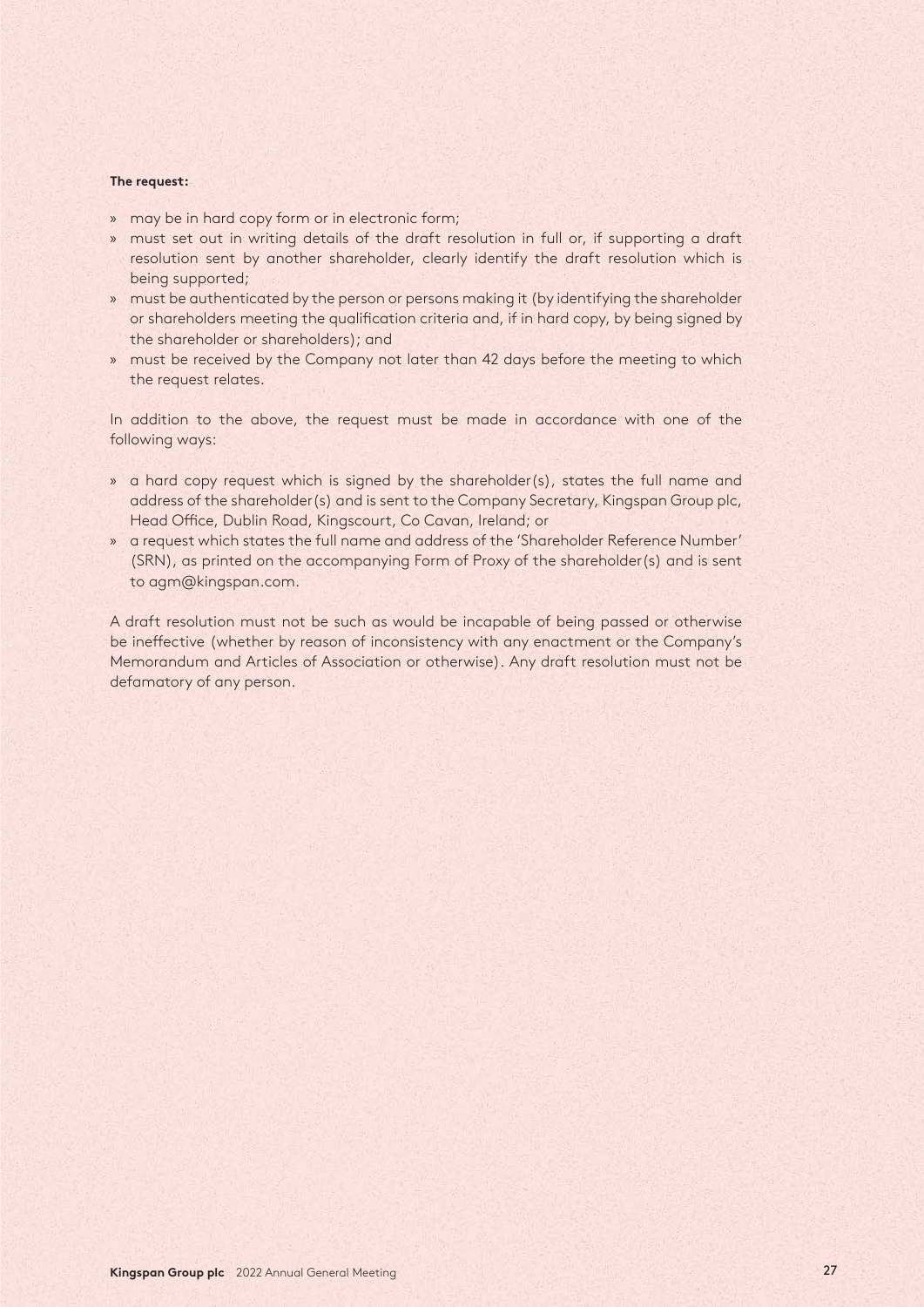**The request:**

- may be in hard copy form or in electronic form;
- must set out in writing details of the draft resolution in full or, if supporting a draft resolution sent by another shareholder, clearly identify the draft resolution which is being supported;
- must be authenticated by the person or persons making it (by identifying the shareholder or shareholders meeting the qualification criteria and, if in hard copy, by being signed by the shareholder or shareholders); and
- must be received by the Company not later than 42 days before the meeting to which the request relates.

In addition to the above, the request must be made in accordance with one of the following ways:

- a hard copy request which is signed by the shareholder(s), states the full name and address of the shareholder(s) and is sent to the Company Secretary, Kingspan Group plc, Head Office, Dublin Road, Kingscourt, Co Cavan, Ireland; or
- a request which states the full name and address of the 'Shareholder Reference Number' (SRN), as printed on the accompanying Form of Proxy of the shareholder(s) and is sent to agm@kingspan.com.

A draft resolution must not be such as would be incapable of being passed or otherwise be ineffective (whether by reason of inconsistency with any enactment or the Company's Memorandum and Articles of Association or otherwise). Any draft resolution must not be defamatory of any person.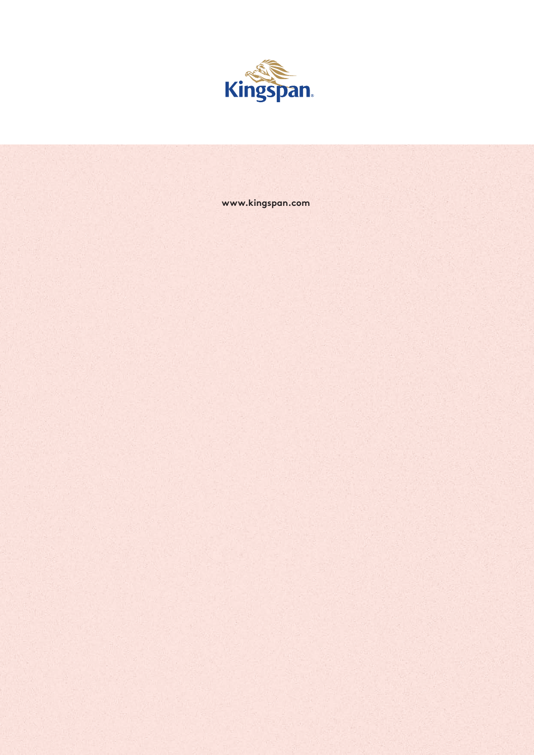Kingspan

www.kingspan.com